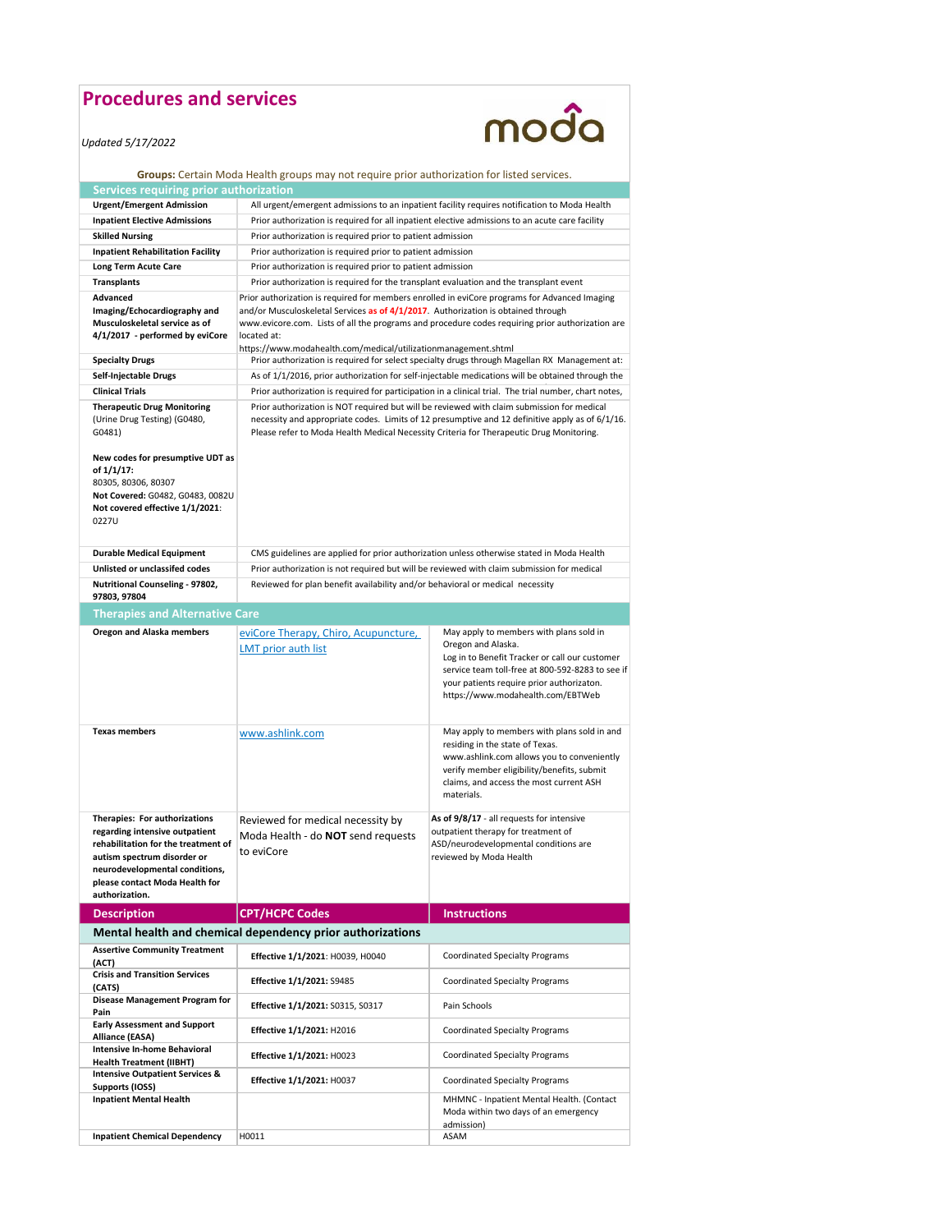# Procedures and services

*Updated 5/17/2022*

moda

**Groups:** Certain Moda Health groups may not require prior authorization for listed services.

## Services requiring prior authorization

| Service | Details |
|---|---|
| **Urgent/Emergent Admission** | All urgent/emergent admissions to an inpatient facility requires notification to Moda Health |
| **Inpatient Elective Admissions** | Prior authorization is required for all inpatient elective admissions to an acute care facility |
| **Skilled Nursing** | Prior authorization is required prior to patient admission |
| **Inpatient Rehabilitation Facility** | Prior authorization is required prior to patient admission |
| **Long Term Acute Care** | Prior authorization is required prior to patient admission |
| **Transplants** | Prior authorization is required for the transplant evaluation and the transplant event |
| **Advanced Imaging/Echocardiography and Musculoskeletal service as of 4/1/2017 - performed by eviCore** | Prior authorization is required for members enrolled in eviCore programs for Advanced Imaging and/or Musculoskeletal Services **as of 4/1/2017**. Authorization is obtained through www.evicore.com. Lists of all the programs and procedure codes requiring prior authorization are located at: https://www.modahealth.com/medical/utilizationmanagement.shtml |
| **Specialty Drugs** | Prior authorization is required for select specialty drugs through Magellan RX Management at: |
| **Self-Injectable Drugs** | As of 1/1/2016, prior authorization for self-injectable medications will be obtained through the |
| **Clinical Trials** | Prior authorization is required for participation in a clinical trial. The trial number, chart notes, |
| **Therapeutic Drug Monitoring** (Urine Drug Testing) (G0480, G0481)<br><br>**New codes for presumptive UDT as of 1/1/17:** 80305, 80306, 80307<br>**Not Covered:** G0482, G0483, 0082U<br>**Not covered effective 1/1/2021**: 0227U | Prior authorization is NOT required but will be reviewed with claim submission for medical necessity and appropriate codes. Limits of 12 presumptive and 12 definitive apply as of 6/1/16. Please refer to Moda Health Medical Necessity Criteria for Therapeutic Drug Monitoring. |
| **Durable Medical Equipment** | CMS guidelines are applied for prior authorization unless otherwise stated in Moda Health |
| **Unlisted or unclassifed codes** | Prior authorization is not required but will be reviewed with claim submission for medical |
| **Nutritional Counseling - 97802, 97803, 97804** | Reviewed for plan benefit availability and/or behavioral or medical necessity |

## Therapies and Alternative Care

| Members | Resource | Details |
|---|---|---|
| **Oregon and Alaska members** | [eviCore Therapy, Chiro, Acupuncture, LMT prior auth list]() | May apply to members with plans sold in Oregon and Alaska. Log in to Benefit Tracker or call our customer service team toll-free at 800-592-8283 to see if your patients require prior authorizaton. https://www.modahealth.com/EBTWeb |
| **Texas members** | [www.ashlink.com]() | May apply to members with plans sold in and residing in the state of Texas. www.ashlink.com allows you to conveniently verify member eligibility/benefits, submit claims, and access the most current ASH materials. |
| **Therapies: For authorizations regarding intensive outpatient rehabilitation for the treatment of autism spectrum disorder or neurodevelopmental conditions, please contact Moda Health for authorization.** | Reviewed for medical necessity by Moda Health - do **NOT** send requests to eviCore | **As of 9/8/17** - all requests for intensive outpatient therapy for treatment of ASD/neurodevelopmental conditions are reviewed by Moda Health |

| Description | CPT/HCPC Codes | Instructions |
|---|---|---|
| **Mental health and chemical dependency prior authorizations** | | |
| **Assertive Community Treatment (ACT)** | **Effective 1/1/2021**: H0039, H0040 | Coordinated Specialty Programs |
| **Crisis and Transition Services (CATS)** | **Effective 1/1/2021**: S9485 | Coordinated Specialty Programs |
| **Disease Management Program for Pain** | **Effective 1/1/2021**: S0315, S0317 | Pain Schools |
| **Early Assessment and Support Alliance (EASA)** | **Effective 1/1/2021**: H2016 | Coordinated Specialty Programs |
| **Intensive In-home Behavioral Health Treatment (IIBHT)** | **Effective 1/1/2021**: H0023 | Coordinated Specialty Programs |
| **Intensive Outpatient Services & Supports (IOSS)** | **Effective 1/1/2021**: H0037 | Coordinated Specialty Programs |
| **Inpatient Mental Health** | | MHMNC - Inpatient Mental Health. (Contact Moda within two days of an emergency admission) |
| **Inpatient Chemical Dependency** | H0011 | ASAM |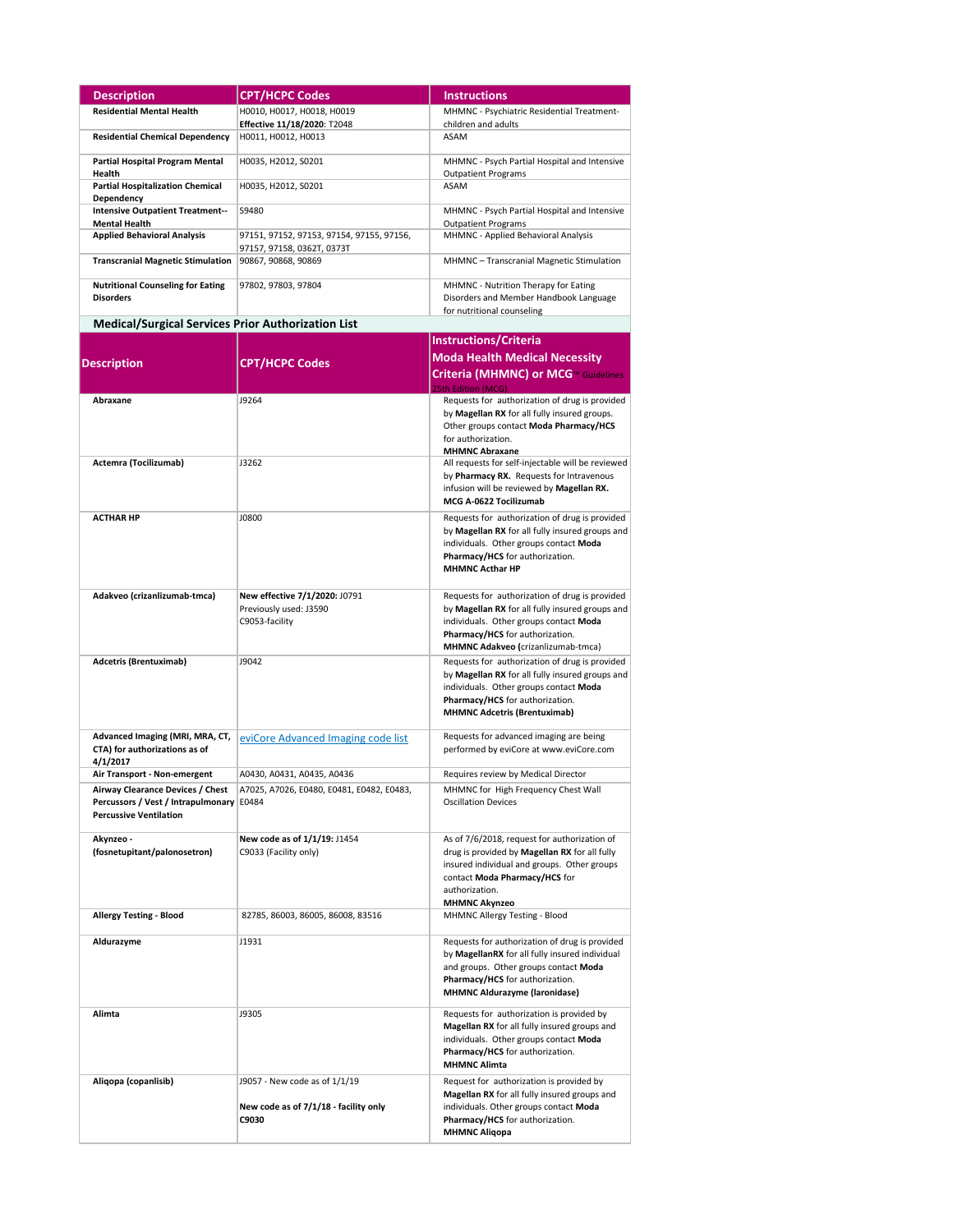| Description | CPT/HCPC Codes | Instructions |
|---|---|---|
| **Residential Mental Health** | H0010, H0017, H0018, H0019 **Effective 11/18/2020**: T2048 | MHMNC - Psychiatric Residential Treatment-children and adults |
| **Residential Chemical Dependency** | H0011, H0012, H0013 | ASAM |
| **Partial Hospital Program Mental Health** | H0035, H2012, S0201 | MHMNC - Psych Partial Hospital and Intensive Outpatient Programs |
| **Partial Hospitalization Chemical Dependency** | H0035, H2012, S0201 | ASAM |
| **Intensive Outpatient Treatment--Mental Health** | S9480 | MHMNC - Psych Partial Hospital and Intensive Outpatient Programs |
| **Applied Behavioral Analysis** | 97151, 97152, 97153, 97154, 97155, 97156, 97157, 97158, 0362T, 0373T | MHMNC - Applied Behavioral Analysis |
| **Transcranial Magnetic Stimulation** | 90867, 90868, 90869 | MHMNC – Transcranial Magnetic Stimulation |
| **Nutritional Counseling for Eating Disorders** | 97802, 97803, 97804 | MHMNC - Nutrition Therapy for Eating Disorders and Member Handbook Language for nutritional counseling |

## Medical/Surgical Services Prior Authorization List

| Description | CPT/HCPC Codes | Instructions/Criteria Moda Health Medical Necessity Criteria (MHMNC) or MCG™ Guidelines 25th Edition (MCG) |
|---|---|---|
| **Abraxane** | J9264 | Requests for authorization of drug is provided by **Magellan RX** for all fully insured groups. Other groups contact **Moda Pharmacy/HCS** for authorization. **MHMNC Abraxane** |
| **Actemra (Tocilizumab)** | J3262 | All requests for self-injectable will be reviewed by **Pharmacy RX.** Requests for Intravenous infusion will be reviewed by **Magellan RX. MCG A-0622 Tocilizumab** |
| **ACTHAR HP** | J0800 | Requests for authorization of drug is provided by **Magellan RX** for all fully insured groups and individuals. Other groups contact **Moda Pharmacy/HCS** for authorization. **MHMNC Acthar HP** |
| **Adakveo (crizanlizumab-tmca)** | **New effective 7/1/2020:** J0791 Previously used: J3590 C9053-facility | Requests for authorization of drug is provided by **Magellan RX** for all fully insured groups and individuals. Other groups contact **Moda Pharmacy/HCS** for authorization. **MHMNC Adakveo (**crizanlizumab-tmca) |
| **Adcetris (Brentuximab)** | J9042 | Requests for authorization of drug is provided by **Magellan RX** for all fully insured groups and individuals. Other groups contact **Moda Pharmacy/HCS** for authorization. **MHMNC Adcetris (Brentuximab)** |
| **Advanced Imaging (MRI, MRA, CT, CTA) for authorizations as of 4/1/2017** | eviCore Advanced Imaging code list | Requests for advanced imaging are being performed by eviCore at www.eviCore.com |
| **Air Transport - Non-emergent** | A0430, A0431, A0435, A0436 | Requires review by Medical Director |
| **Airway Clearance Devices / Chest Percussors / Vest / Intrapulmonary Percussive Ventilation** | A7025, A7026, E0480, E0481, E0482, E0483, E0484 | MHMNC for High Frequency Chest Wall Oscillation Devices |
| **Akynzeo - (fosnetupitant/palonosetron)** | **New code as of 1/1/19:** J1454 C9033 (Facility only) | As of 7/6/2018, request for authorization of drug is provided by **Magellan RX** for all fully insured individual and groups. Other groups contact **Moda Pharmacy/HCS** for authorization. **MHMNC Akynzeo** |
| **Allergy Testing - Blood** | 82785, 86003, 86005, 86008, 83516 | MHMNC Allergy Testing - Blood |
| **Aldurazyme** | J1931 | Requests for authorization of drug is provided by **MagellanRX** for all fully insured individual and groups. Other groups contact **Moda Pharmacy/HCS** for authorization. **MHMNC Aldurazyme (laronidase)** |
| **Alimta** | J9305 | Requests for authorization is provided by **Magellan RX** for all fully insured groups and individuals. Other groups contact **Moda Pharmacy/HCS** for authorization. **MHMNC Alimta** |
| **Aliqopa (copanlisib)** | J9057 - New code as of 1/1/19 **New code as of 7/1/18 - facility only C9030** | Request for authorization is provided by **Magellan RX** for all fully insured groups and individuals. Other groups contact **Moda Pharmacy/HCS** for authorization. **MHMNC Aliqopa** |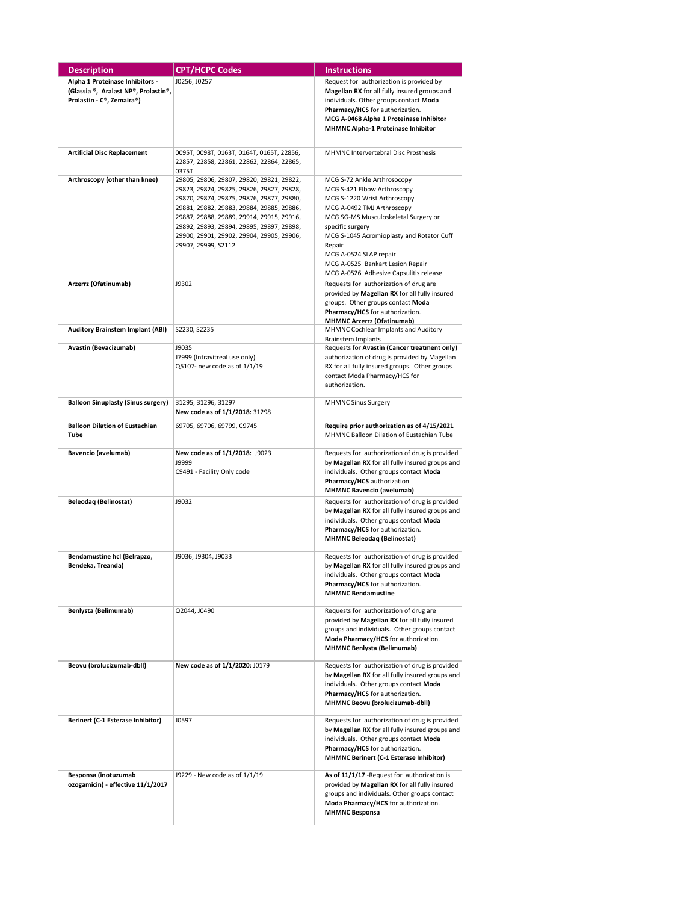| Description | CPT/HCPC Codes | Instructions |
|---|---|---|
| **Alpha 1 Proteinase Inhibitors - (Glassia ®, Aralast NP®, Prolastin®, Prolastin - C®, Zemaira®)** | J0256, J0257 | Request for authorization is provided by **Magellan RX** for all fully insured groups and individuals. Other groups contact **Moda Pharmacy/HCS** for authorization. **MCG A-0468 Alpha 1 Proteinase Inhibitor** **MHMNC Alpha-1 Proteinase Inhibitor** |
| **Artificial Disc Replacement** | 0095T, 0098T, 0163T, 0164T, 0165T, 22856, 22857, 22858, 22861, 22862, 22864, 22865, 0375T | MHMNC Intervertebral Disc Prosthesis |
| **Arthroscopy (other than knee)** | 29805, 29806, 29807, 29820, 29821, 29822, 29823, 29824, 29825, 29826, 29827, 29828, 29870, 29874, 29875, 29876, 29877, 29880, 29881, 29882, 29883, 29884, 29885, 29886, 29887, 29888, 29889, 29914, 29915, 29916, 29892, 29893, 29894, 29895, 29897, 29898, 29900, 29901, 29902, 29904, 29905, 29906, 29907, 29999, S2112 | MCG S-72 Ankle Arthrosocopy<br>MCG S-421 Elbow Arthroscopy<br>MCG S-1220 Wrist Arthroscopy<br>MCG A-0492 TMJ Arthroscopy<br>MCG SG-MS Musculoskeletal Surgery or specific surgery<br>MCG S-1045 Acromioplasty and Rotator Cuff Repair<br>MCG A-0524 SLAP repair<br>MCG A-0525 Bankart Lesion Repair<br>MCG A-0526 Adhesive Capsulitis release |
| **Arzerrz (Ofatinumab)** | J9302 | Requests for authorization of drug are provided by **Magellan RX** for all fully insured groups. Other groups contact **Moda Pharmacy/HCS** for authorization. **MHMNC Arzerrz (Ofatinumab)** |
| **Auditory Brainstem Implant (ABI)** | S2230, S2235 | MHMNC Cochlear Implants and Auditory Brainstem Implants |
| **Avastin (Bevacizumab)** | J9035<br>J7999 (Intravitreal use only)<br>Q5107- new code as of 1/1/19 | Requests for **Avastin (Cancer treatment only)** authorization of drug is provided by Magellan RX for all fully insured groups. Other groups contact Moda Pharmacy/HCS for authorization. |
| **Balloon Sinuplasty (Sinus surgery)** | 31295, 31296, 31297<br>**New code as of 1/1/2018:** 31298 | MHMNC Sinus Surgery |
| **Balloon Dilation of Eustachian Tube** | 69705, 69706, 69799, C9745 | **Require prior authorization as of 4/15/2021**<br>MHMNC Balloon Dilation of Eustachian Tube |
| **Bavencio (avelumab)** | **New code as of 1/1/2018:** J9023<br>J9999<br>C9491 - Facility Only code | Requests for authorization of drug is provided by **Magellan RX** for all fully insured groups and individuals. Other groups contact **Moda Pharmacy/HCS** authorization. **MHMNC Bavencio (avelumab)** |
| **Beleodaq (Belinostat)** | J9032 | Requests for authorization of drug is provided by **Magellan RX** for all fully insured groups and individuals. Other groups contact **Moda Pharmacy/HCS** for authorization. **MHMNC Beleodaq (Belinostat)** |
| **Bendamustine hcl (Belrapzo, Bendeka, Treanda)** | J9036, J9304, J9033 | Requests for authorization of drug is provided by **Magellan RX** for all fully insured groups and individuals. Other groups contact **Moda Pharmacy/HCS** for authorization. **MHMNC Bendamustine** |
| **Benlysta (Belimumab)** | Q2044, J0490 | Requests for authorization of drug are provided by **Magellan RX** for all fully insured groups and individuals. Other groups contact **Moda Pharmacy/HCS** for authorization. **MHMNC Benlysta (Belimumab)** |
| **Beovu (brolucizumab-dbll)** | **New code as of 1/1/2020:** J0179 | Requests for authorization of drug is provided by **Magellan RX** for all fully insured groups and individuals. Other groups contact **Moda Pharmacy/HCS** for authorization. **MHMNC Beovu (brolucizumab-dbll)** |
| **Berinert (C-1 Esterase Inhibitor)** | J0597 | Requests for authorization of drug is provided by **Magellan RX** for all fully insured groups and individuals. Other groups contact **Moda Pharmacy/HCS** for authorization. **MHMNC Berinert (C-1 Esterase Inhibitor)** |
| **Besponsa (inotuzumab ozogamicin) - effective 11/1/2017** | J9229 - New code as of 1/1/19 | **As of 11/1/17** -Request for authorization is provided by **Magellan RX** for all fully insured groups and individuals. Other groups contact **Moda Pharmacy/HCS** for authorization. **MHMNC Besponsa** |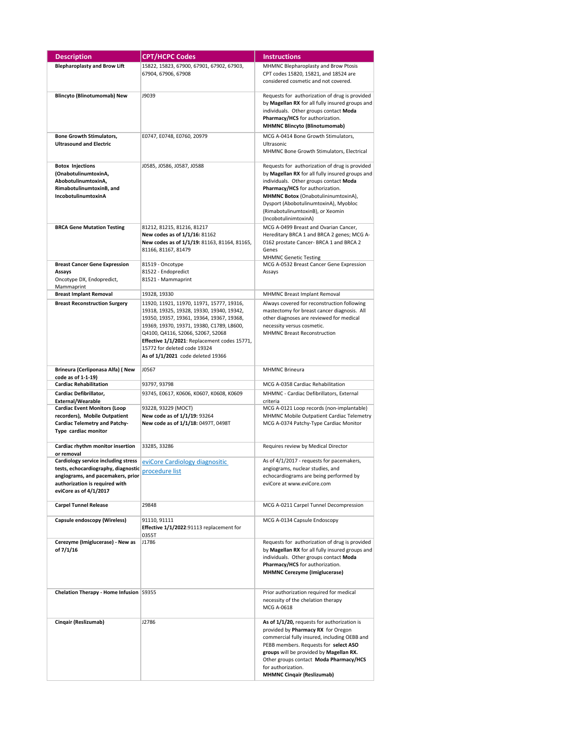| Description | CPT/HCPC Codes | Instructions |
|---|---|---|
| **Blepharoplasty and Brow Lift** | 15822, 15823, 67900, 67901, 67902, 67903, 67904, 67906, 67908 | MHMNC Blepharoplasty and Brow Ptosis<br>CPT codes 15820, 15821, and 18524 are considered cosmetic and not covered. |
| **Blincyto (Blinotumomab) New** | J9039 | Requests for authorization of drug is provided by **Magellan RX** for all fully insured groups and individuals. Other groups contact **Moda Pharmacy/HCS** for authorization.<br>**MHMNC Blincyto (Blinotumomab)** |
| **Bone Growth Stimulators, Ultrasound and Electric** | E0747, E0748, E0760, 20979 | MCG A-0414 Bone Growth Stimulators, Ultrasonic<br>MHMNC Bone Growth Stimulators, Electrical |
| **Botox Injections (OnabotulinumtoxinA, AbobotulinumtoxinA, RimabotulinumtoxinB, and IncobotulinumtoxinA** | J0585, J0586, J0587, J0588 | Requests for authorization of drug is provided by **Magellan RX** for all fully insured groups and individuals. Other groups contact **Moda Pharmacy/HCS** for authorization.<br>**MHMNC Botox** (OnabotulininumtoxinA), Dysport (AbobotulinumtoxinA), Myobloc (RimabotulinumtoxinB), or Xeomin (IncobotulinimtoxinA) |
| **BRCA Gene Mutation Testing** | 81212, 81215, 81216, 81217<br>**New codes as of 1/1/16:** 81162<br>**New codes as of 1/1/19:** 81163, 81164, 81165, 81166, 81167, 81479 | MCG A-0499 Breast and Ovarian Cancer, Hereditary BRCA 1 and BRCA 2 genes; MCG A-0162 prostate Cancer- BRCA 1 and BRCA 2 Genes<br>MHMNC Genetic Testing |
| **Breast Cancer Gene Expression Assays**<br>Oncotype DX, Endopredict, Mammaprint | 81519 - Oncotype<br>81522 - Endopredict<br>81521 - Mammaprint | MCG A-0532 Breast Cancer Gene Expression Assays |
| **Breast Implant Removal** | 19328, 19330 | MHMNC Breast Implant Removal |
| **Breast Reconstruction Surgery** | 11920, 11921, 11970, 11971, 15777, 19316, 19318, 19325, 19328, 19330, 19340, 19342, 19350, 19357, 19361, 19364, 19367, 19368, 19369, 19370, 19371, 19380, C1789, L8600, Q4100, Q4116, S2066, S2067, S2068<br>**Effective 1/1/2021**: Replacement codes 15771, 15772 for deleted code 19324<br>**As of 1/1/2021** code deleted 19366 | Always covered for reconstruction following mastectomy for breast cancer diagnosis. All other diagnoses are reviewed for medical necessity versus cosmetic.<br>MHMNC Breast Reconstruction |
| **Brineura (Cerliponasa Alfa) ( New code as of 1-1-19)** | J0567 | MHMNC Brineura |
| **Cardiac Rehabilitation** | 93797, 93798 | MCG A-0358 Cardiac Rehabilitation |
| **Cardiac Defibrillator, External/Wearable** | 93745, E0617, K0606, K0607, K0608, K0609 | MHMNC - Cardiac Defibrillators, External criteria |
| **Cardiac Event Monitors (Loop recorders), Mobile Outpatient Cardiac Telemetry and Patchy-Type cardiac monitor** | 93228, 93229 (MOCT)<br>**New code as of 1/1/19:** 93264<br>**New code as of 1/1/18:** 0497T, 0498T | MCG A-0121 Loop records (non-implantable)<br>MHMNC Mobile Outpatient Cardiac Telemetry<br>MCG A-0374 Patchy-Type Cardiac Monitor |
| **Cardiac rhythm monitor insertion or removal** | 33285, 33286 | Requires review by Medical Director |
| **Cardiology service including stress tests, echocardiography, diagnostic angiograms, and pacemakers, prior authorization is required with eviCore as of 4/1/2017** | [eviCore Cardiology diagnositic procedure list] | As of 4/1/2017 - requests for pacemakers, angiograms, nuclear studies, and echocardiograms are being performed by eviCore at www.eviCore.com |
| **Carpel Tunnel Release** | 29848 | MCG A-0211 Carpel Tunnel Decompression |
| **Capsule endoscopy (Wireless)** | 91110, 91111<br>**Effective 1/1/2022**:91113 replacement for 0355T | MCG A-0134 Capsule Endoscopy |
| **Cerezyme (Imiglucerase) - New as of 7/1/16** | J1786 | Requests for authorization of drug is provided by **Magellan RX** for all fully insured groups and individuals. Other groups contact **Moda Pharmacy/HCS** for authorization.<br>**MHMNC Cerezyme (Imiglucerase)** |
| **Chelation Therapy - Home Infusion** | S9355 | Prior authorization required for medical necessity of the chelation therapy<br>MCG A-0618 |
| **Cinqair (Reslizumab)** | J2786 | **As of 1/1/20,** requests for authorization is provided by **Pharmacy RX** for Oregon commercial fully insured, including OEBB and PEBB members. Requests for **select ASO groups** will be provided by **Magellan RX.** Other groups contact **Moda Pharmacy/HCS** for authorization.<br>**MHMNC Cinqair (Reslizumab)** |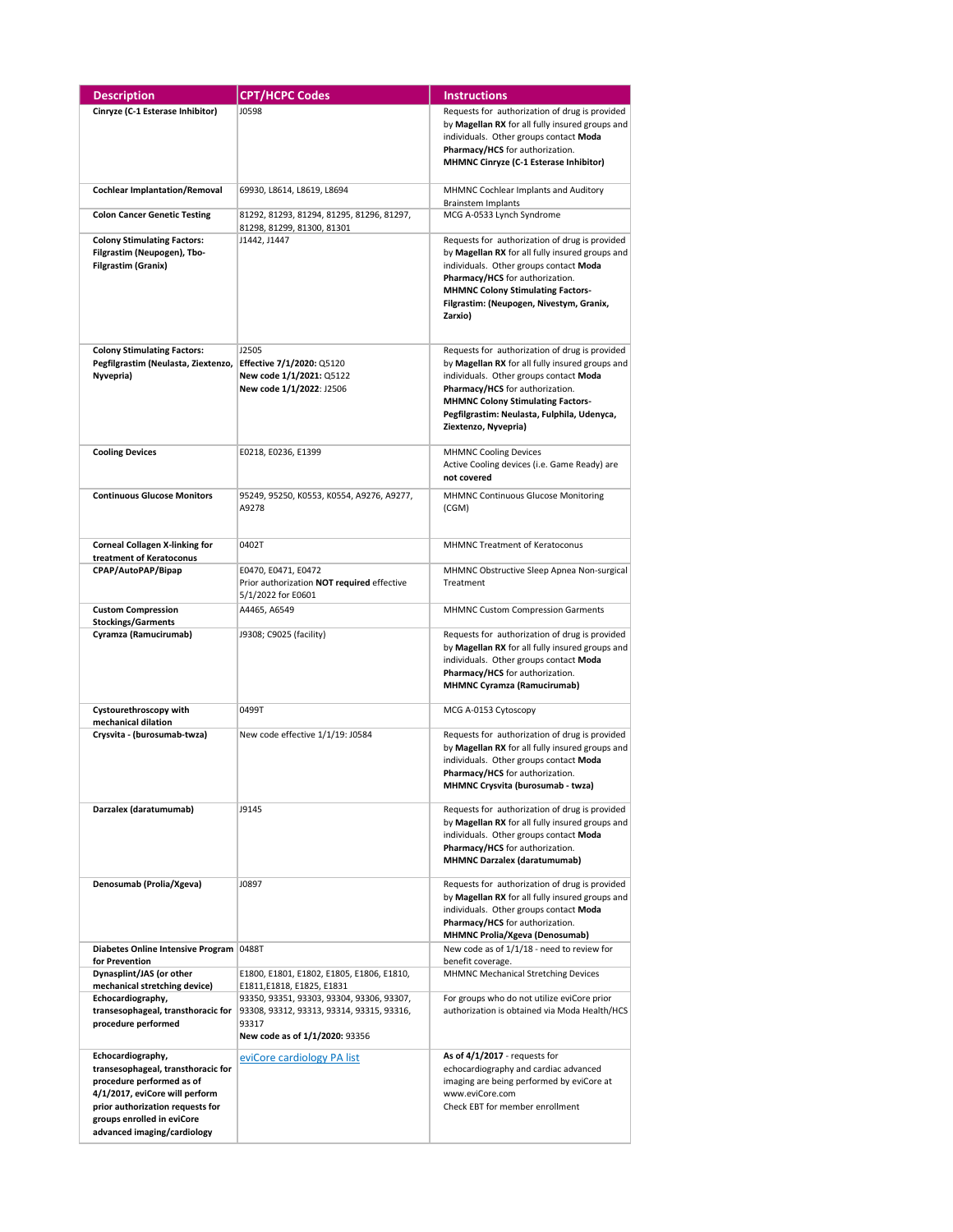| Description | CPT/HCPC Codes | Instructions |
|---|---|---|
| **Cinryze (C-1 Esterase Inhibitor)** | J0598 | Requests for authorization of drug is provided by **Magellan RX** for all fully insured groups and individuals. Other groups contact **Moda Pharmacy/HCS** for authorization. **MHMNC Cinryze (C-1 Esterase Inhibitor)** |
| **Cochlear Implantation/Removal** | 69930, L8614, L8619, L8694 | MHMNC Cochlear Implants and Auditory Brainstem Implants |
| **Colon Cancer Genetic Testing** | 81292, 81293, 81294, 81295, 81296, 81297, 81298, 81299, 81300, 81301 | MCG A-0533 Lynch Syndrome |
| **Colony Stimulating Factors: Filgrastim (Neupogen), Tbo-Filgrastim (Granix)** | J1442, J1447 | Requests for authorization of drug is provided by **Magellan RX** for all fully insured groups and individuals. Other groups contact **Moda Pharmacy/HCS** for authorization. **MHMNC Colony Stimulating Factors- Filgrastim: (Neupogen, Nivestym, Granix, Zarxio)** |
| **Colony Stimulating Factors: Pegfilgrastim (Neulasta, Ziextenzo, Nyvepria)** | J2505<br>**Effective 7/1/2020:** Q5120<br>**New code 1/1/2021:** Q5122<br>**New code 1/1/2022**: J2506 | Requests for authorization of drug is provided by **Magellan RX** for all fully insured groups and individuals. Other groups contact **Moda Pharmacy/HCS** for authorization. **MHMNC Colony Stimulating Factors- Pegfilgrastim: Neulasta, Fulphila, Udenyca, Ziextenzo, Nyvepria)** |
| **Cooling Devices** | E0218, E0236, E1399 | MHMNC Cooling Devices<br>Active Cooling devices (i.e. Game Ready) are **not covered** |
| **Continuous Glucose Monitors** | 95249, 95250, K0553, K0554, A9276, A9277, A9278 | MHMNC Continuous Glucose Monitoring (CGM) |
| **Corneal Collagen X-linking for treatment of Keratoconus** | 0402T | MHMNC Treatment of Keratoconus |
| **CPAP/AutoPAP/Bipap** | E0470, E0471, E0472<br>Prior authorization **NOT required** effective 5/1/2022 for E0601 | MHMNC Obstructive Sleep Apnea Non-surgical Treatment |
| **Custom Compression Stockings/Garments** | A4465, A6549 | MHMNC Custom Compression Garments |
| **Cyramza (Ramucirumab)** | J9308; C9025 (facility) | Requests for authorization of drug is provided by **Magellan RX** for all fully insured groups and individuals. Other groups contact **Moda Pharmacy/HCS** for authorization. **MHMNC Cyramza (Ramucirumab)** |
| **Cystourethroscopy with mechanical dilation** | 0499T | MCG A-0153 Cytoscopy |
| **Crysvita - (burosumab-twza)** | New code effective 1/1/19: J0584 | Requests for authorization of drug is provided by **Magellan RX** for all fully insured groups and individuals. Other groups contact **Moda Pharmacy/HCS** for authorization. **MHMNC Crysvita (burosumab - twza)** |
| **Darzalex (daratumumab)** | J9145 | Requests for authorization of drug is provided by **Magellan RX** for all fully insured groups and individuals. Other groups contact **Moda Pharmacy/HCS** for authorization. **MHMNC Darzalex (daratumumab)** |
| **Denosumab (Prolia/Xgeva)** | J0897 | Requests for authorization of drug is provided by **Magellan RX** for all fully insured groups and individuals. Other groups contact **Moda Pharmacy/HCS** for authorization. **MHMNC Prolia/Xgeva (Denosumab)** |
| **Diabetes Online Intensive Program for Prevention** | 0488T | New code as of 1/1/18 - need to review for benefit coverage. |
| **Dynasplint/JAS (or other mechanical stretching device)** | E1800, E1801, E1802, E1805, E1806, E1810, E1811,E1818, E1825, E1831 | MHMNC Mechanical Stretching Devices |
| **Echocardiography, transesophageal, transthoracic for procedure performed** | 93350, 93351, 93303, 93304, 93306, 93307, 93308, 93312, 93313, 93314, 93315, 93316, 93317<br>**New code as of 1/1/2020:** 93356 | For groups who do not utilize eviCore prior authorization is obtained via Moda Health/HCS |
| **Echocardiography, transesophageal, transthoracic for procedure performed as of 4/1/2017, eviCore will perform prior authorization requests for groups enrolled in eviCore advanced imaging/cardiology** | eviCore cardiology PA list | **As of 4/1/2017** - requests for echocardiography and cardiac advanced imaging are being performed by eviCore at www.eviCore.com<br>Check EBT for member enrollment |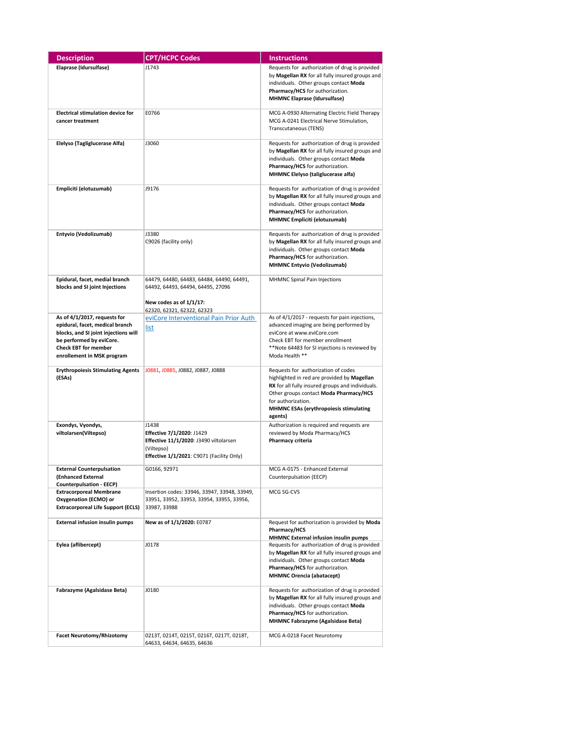| Description | CPT/HCPC Codes | Instructions |
|---|---|---|
| **Elaprase (Idursulfase)** | J1743 | Requests for authorization of drug is provided by **Magellan RX** for all fully insured groups and individuals. Other groups contact **Moda Pharmacy/HCS** for authorization. **MHMNC Elaprase (Idursulfase)** |
| **Electrical stimulation device for cancer treatment** | E0766 | MCG A-0930 Alternating Electric Field Therapy MCG A-0241 Electrical Nerve Stimulation, Transcutaneous (TENS) |
| **Elelyso (Taliglucerase Alfa)** | J3060 | Requests for authorization of drug is provided by **Magellan RX** for all fully insured groups and individuals. Other groups contact **Moda Pharmacy/HCS** for authorization. **MHMNC Elelyso (taliglucerase alfa)** |
| **Empliciti (elotuzumab)** | J9176 | Requests for authorization of drug is provided by **Magellan RX** for all fully insured groups and individuals. Other groups contact **Moda Pharmacy/HCS** for authorization. **MHMNC Empliciti (elotuzumab)** |
| **Entyvio (Vedolizumab)** | J3380<br>C9026 (facility only) | Requests for authorization of drug is provided by **Magellan RX** for all fully insured groups and individuals. Other groups contact **Moda Pharmacy/HCS** for authorization. **MHMNC Entyvio (Vedolizumab)** |
| **Epidural, facet, medial branch blocks and SI joint Injections** | 64479, 64480, 64483, 64484, 64490, 64491, 64492, 64493, 64494, 64495, 27096<br><br>**New codes as of 1/1/17:**<br>62320, 62321, 62322, 62323 | MHMNC Spinal Pain Injections |
| **As of 4/1/2017, requests for epidural, facet, medical branch blocks, and SI joint injections will be performed by eviCore. Check EBT for member enrollement in MSK program** | eviCore Interventional Pain Prior Auth list | As of 4/1/2017 - requests for pain injections, advanced imaging are being performed by eviCore at www.eviCore.com<br>Check EBT for member enrollment<br>**Note 64483 for SI injections is reviewed by Moda Health ** |
| **Erythropoiesis Stimulating Agents (ESAs)** | J0881, J0885, J0882, J0887, J0888 | Requests for authorization of codes highlighted in red are provided by **Magellan RX** for all fully insured groups and individuals. Other groups contact **Moda Pharmacy/HCS** for authorization. **MHMNC ESAs (erythropoiesis stimulating agents)** |
| **Exondys, Vyondys, viltolarsen(Viltepso)** | J1438<br>**Effective 7/1/2020**: J1429<br>**Effective 11/1/2020**: J3490 viltolarsen (Viltepso)<br>**Effective 1/1/2021**: C9071 (Facility Only) | Authorization is required and requests are reviewed by Moda Pharmacy/HCS **Pharmacy criteria** |
| **External Counterpulsation (Enhanced External Counterpulsation - EECP)** | G0166, 92971 | MCG A-0175 - Enhanced External Counterpulsation (EECP) |
| **Extracorporeal Membrane Oxygenation (ECMO) or Extracorporeal Life Support (ECLS)** | Insertion codes: 33946, 33947, 33948, 33949, 33951, 33952, 33953, 33954, 33955, 33956, 33987, 33988 | MCG SG-CVS |
| **External infusion insulin pumps** | **New as of 1/1/2020:** E0787 | Request for authorization is provided by **Moda Pharmacy/HCS**<br>**MHMNC External infusion insulin pumps** |
| **Eylea (aflibercept)** | J0178 | Requests for authorization of drug is provided by **Magellan RX** for all fully insured groups and individuals. Other groups contact **Moda Pharmacy/HCS** for authorization. **MHMNC Orencia (abatacept)** |
| **Fabrazyme (Agalsidase Beta)** | J0180 | Requests for authorization of drug is provided by **Magellan RX** for all fully insured groups and individuals. Other groups contact **Moda Pharmacy/HCS** for authorization. **MHMNC Fabrazyme (Agalsidase Beta)** |
| **Facet Neurotomy/Rhizotomy** | 0213T, 0214T, 0215T, 0216T, 0217T, 0218T, 64633, 64634, 64635, 64636 | MCG A-0218 Facet Neurotomy |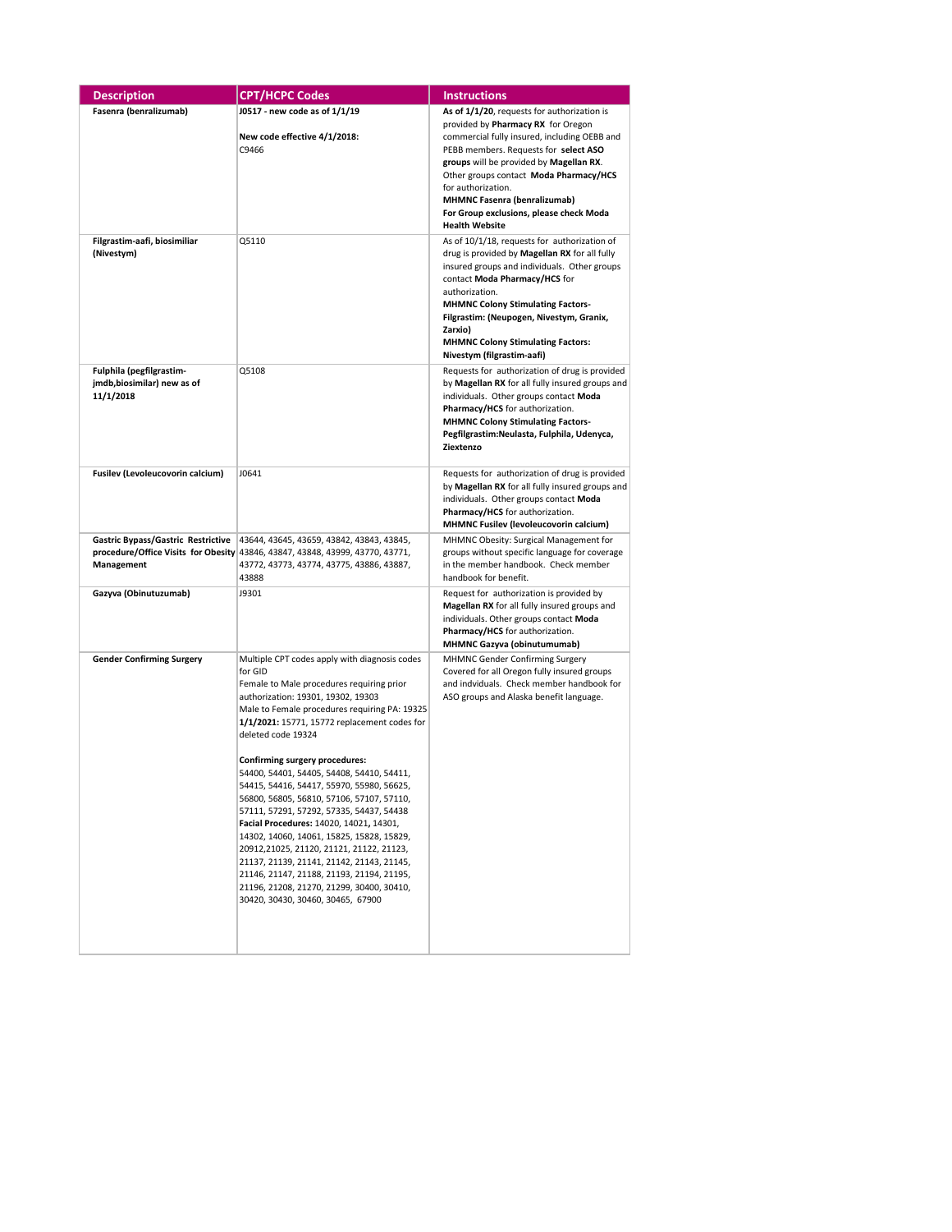| Description | CPT/HCPC Codes | Instructions |
|---|---|---|
| **Fasenra (benralizumab)** | **J0517 - new code as of 1/1/19**<br><br>**New code effective 4/1/2018:**<br>C9466 | **As of 1/1/20**, requests for authorization is provided by **Pharmacy RX** for Oregon commercial fully insured, including OEBB and PEBB members. Requests for **select ASO groups** will be provided by **Magellan RX**. Other groups contact **Moda Pharmacy/HCS** for authorization.<br>**MHMNC Fasenra (benralizumab)**<br>**For Group exclusions, please check Moda Health Website** |
| **Filgrastim-aafi, biosimiliar (Nivestym)** | Q5110 | As of 10/1/18, requests for authorization of drug is provided by **Magellan RX** for all fully insured groups and individuals. Other groups contact **Moda Pharmacy/HCS** for authorization.<br>**MHMNC Colony Stimulating Factors-Filgrastim: (Neupogen, Nivestym, Granix, Zarxio)**<br>**MHMNC Colony Stimulating Factors: Nivestym (filgrastim-aafi)** |
| **Fulphila (pegfilgrastim-jmdb,biosimilar) new as of 11/1/2018** | Q5108 | Requests for authorization of drug is provided by **Magellan RX** for all fully insured groups and individuals. Other groups contact **Moda Pharmacy/HCS** for authorization.<br>**MHMNC Colony Stimulating Factors-Pegfilgrastim:Neulasta, Fulphila, Udenyca, Ziextenzo** |
| **Fusilev (Levoleucovorin calcium)** | J0641 | Requests for authorization of drug is provided by **Magellan RX** for all fully insured groups and individuals. Other groups contact **Moda Pharmacy/HCS** for authorization.<br>**MHMNC Fusilev (levoleucovorin calcium)** |
| **Gastric Bypass/Gastric Restrictive procedure/Office Visits for Obesity Management** | 43644, 43645, 43659, 43842, 43843, 43845, 43846, 43847, 43848, 43999, 43770, 43771, 43772, 43773, 43774, 43775, 43886, 43887, 43888 | MHMNC Obesity: Surgical Management for groups without specific language for coverage in the member handbook. Check member handbook for benefit. |
| **Gazyva (Obinutuzumab)** | J9301 | Request for authorization is provided by **Magellan RX** for all fully insured groups and individuals. Other groups contact **Moda Pharmacy/HCS** for authorization.<br>**MHMNC Gazyva (obinutumumab)** |
| **Gender Confirming Surgery** | Multiple CPT codes apply with diagnosis codes for GID<br>Female to Male procedures requiring prior authorization: 19301, 19302, 19303<br>Male to Female procedures requiring PA: 19325<br>**1/1/2021:** 15771, 15772 replacement codes for deleted code 19324<br><br>**Confirming surgery procedures:**<br>54400, 54401, 54405, 54408, 54410, 54411, 54415, 54416, 54417, 55970, 55980, 56625, 56800, 56805, 56810, 57106, 57107, 57110, 57111, 57291, 57292, 57335, 54437, 54438<br>**Facial Procedures:** 14020, 14021**,** 14301, 14302, 14060, 14061, 15825, 15828, 15829, 20912,21025, 21120, 21121, 21122, 21123, 21137, 21139, 21141, 21142, 21143, 21145, 21146, 21147, 21188, 21193, 21194, 21195, 21196, 21208, 21270, 21299, 30400, 30410, 30420, 30430, 30460, 30465, 67900 | MHMNC Gender Confirming Surgery<br>Covered for all Oregon fully insured groups and indviduals. Check member handbook for ASO groups and Alaska benefit language. |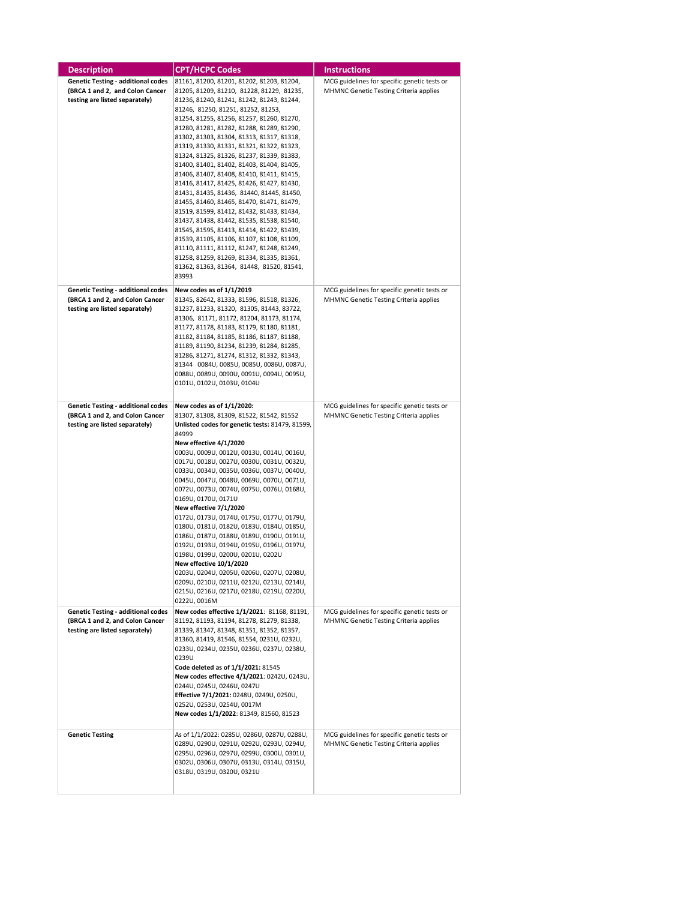| Description | CPT/HCPC Codes | Instructions |
|---|---|---|
| **Genetic Testing - additional codes (BRCA 1 and 2, and Colon Cancer testing are listed separately)** | 81161, 81200, 81201, 81202, 81203, 81204, 81205, 81209, 81210, 81228, 81229, 81235, 81236, 81240, 81241, 81242, 81243, 81244, 81246, 81250, 81251, 81252, 81253, 81254, 81255, 81256, 81257, 81260, 81270, 81280, 81281, 81282, 81288, 81289, 81290, 81302, 81303, 81304, 81313, 81317, 81318, 81319, 81330, 81331, 81321, 81322, 81323, 81324, 81325, 81326, 81237, 81339, 81383, 81400, 81401, 81402, 81403, 81404, 81405, 81406, 81407, 81408, 81410, 81411, 81415, 81416, 81417, 81425, 81426, 81427, 81430, 81431, 81435, 81436, 81440, 81445, 81450, 81455, 81460, 81465, 81470, 81471, 81479, 81519, 81599, 81412, 81432, 81433, 81434, 81437, 81438, 81442, 81535, 81538, 81540, 81545, 81595, 81413, 81414, 81422, 81439, 81539, 81105, 81106, 81107, 81108, 81109, 81110, 81111, 81112, 81247, 81248, 81249, 81258, 81259, 81269, 81334, 81335, 81361, 81362, 81363, 81364, 81448, 81520, 81541, 83993 | MCG guidelines for specific genetic tests or MHMNC Genetic Testing Criteria applies |
| **Genetic Testing - additional codes (BRCA 1 and 2, and Colon Cancer testing are listed separately)** | **New codes as of 1/1/2019** 81345, 82642, 81333, 81596, 81518, 81326, 81237, 81233, 81320, 81305, 81443, 83722, 81306, 81171, 81172, 81204, 81173, 81174, 81177, 81178, 81183, 81179, 81180, 81181, 81182, 81184, 81185, 81186, 81187, 81188, 81189, 81190, 81234, 81239, 81284, 81285, 81286, 81271, 81274, 81312, 81332, 81343, 81344 0084U, 0085U, 0085U, 0086U, 0087U, 0088U, 0089U, 0090U, 0091U, 0094U, 0095U, 0101U, 0102U, 0103U, 0104U | MCG guidelines for specific genetic tests or MHMNC Genetic Testing Criteria applies |
| **Genetic Testing - additional codes (BRCA 1 and 2, and Colon Cancer testing are listed separately)** | **New codes as of 1/1/2020:** 81307, 81308, 81309, 81522, 81542, 81552 **Unlisted codes for genetic tests:** 81479, 81599, 84999 **New effective 4/1/2020** 0003U, 0009U, 0012U, 0013U, 0014U, 0016U, 0017U, 0018U, 0027U, 0030U, 0031U, 0032U, 0033U, 0034U, 0035U, 0036U, 0037U, 0040U, 0045U, 0047U, 0048U, 0069U, 0070U, 0071U, 0072U, 0073U, 0074U, 0075U, 0076U, 0168U, 0169U, 0170U, 0171U **New effective 7/1/2020** 0172U, 0173U, 0174U, 0175U, 0177U, 0179U, 0180U, 0181U, 0182U, 0183U, 0184U, 0185U, 0186U, 0187U, 0188U, 0189U, 0190U, 0191U, 0192U, 0193U, 0194U, 0195U, 0196U, 0197U, 0198U, 0199U, 0200U, 0201U, 0202U **New effective 10/1/2020** 0203U, 0204U, 0205U, 0206U, 0207U, 0208U, 0209U, 0210U, 0211U, 0212U, 0213U, 0214U, 0215U, 0216U, 0217U, 0218U, 0219U, 0220U, 0222U, 0016M | MCG guidelines for specific genetic tests or MHMNC Genetic Testing Criteria applies |
| **Genetic Testing - additional codes (BRCA 1 and 2, and Colon Cancer testing are listed separately)** | **New codes effective 1/1/2021**: 81168, 81191, 81192, 81193, 81194, 81278, 81279, 81338, 81339, 81347, 81348, 81351, 81352, 81357, 81360, 81419, 81546, 81554, 0231U, 0232U, 0233U, 0234U, 0235U, 0236U, 0237U, 0238U, 0239U **Code deleted as of 1/1/2021:** 81545 **New codes effective 4/1/2021**: 0242U, 0243U, 0244U, 0245U, 0246U, 0247U **Effective 7/1/2021:** 0248U, 0249U, 0250U, 0252U, 0253U, 0254U, 0017M **New codes 1/1/2022**: 81349, 81560, 81523 | MCG guidelines for specific genetic tests or MHMNC Genetic Testing Criteria applies |
| **Genetic Testing** | As of 1/1/2022: 0285U, 0286U, 0287U, 0288U, 0289U, 0290U, 0291U, 0292U, 0293U, 0294U, 0295U, 0296U, 0297U, 0299U, 0300U, 0301U, 0302U, 0306U, 0307U, 0313U, 0314U, 0315U, 0318U, 0319U, 0320U, 0321U | MCG guidelines for specific genetic tests or MHMNC Genetic Testing Criteria applies |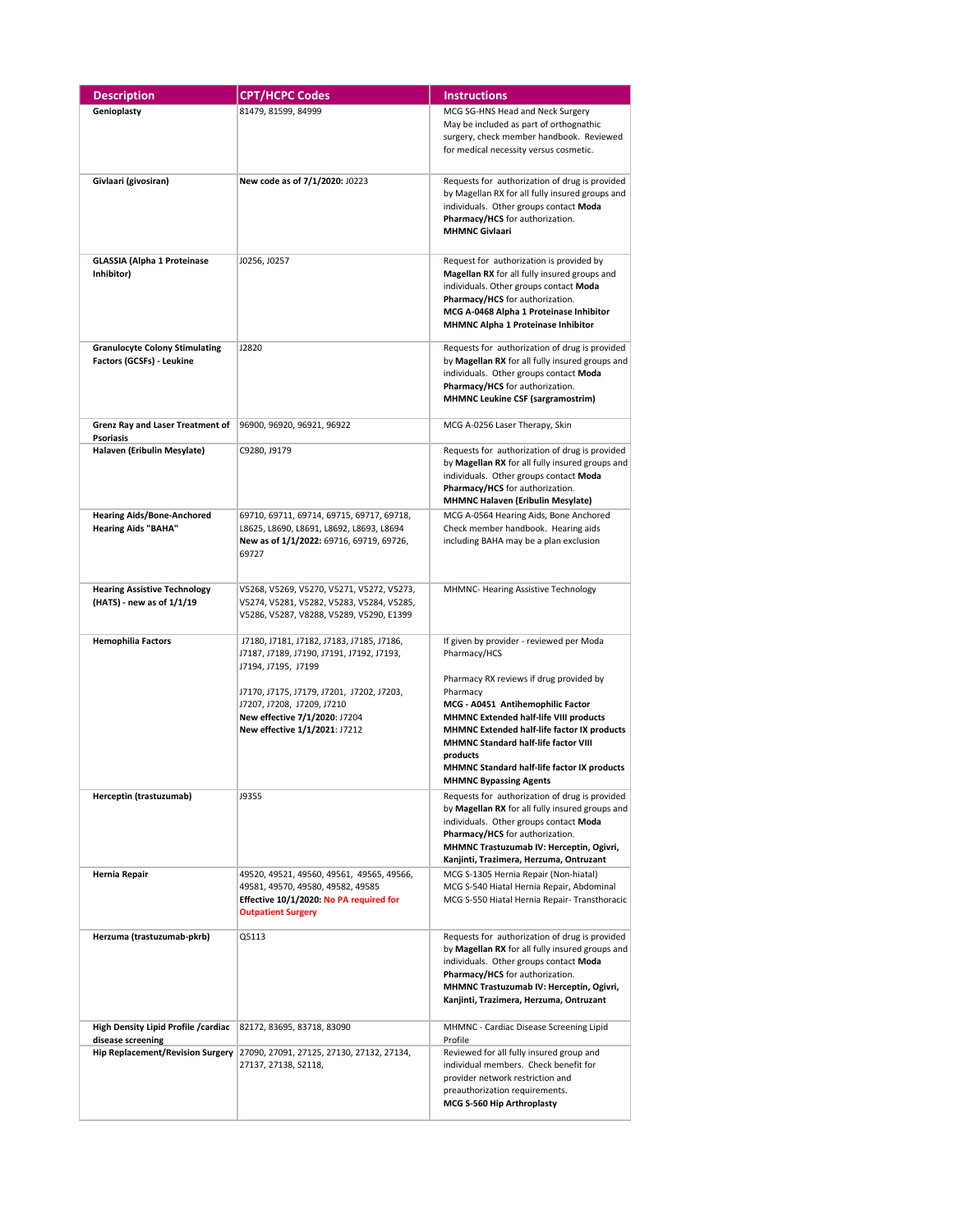| Description | CPT/HCPC Codes | Instructions |
|---|---|---|
| **Genioplasty** | 81479, 81599, 84999 | MCG SG-HNS Head and Neck Surgery<br>May be included as part of orthognathic surgery, check member handbook. Reviewed for medical necessity versus cosmetic. |
| **Givlaari (givosiran)** | **New code as of 7/1/2020:** J0223 | Requests for authorization of drug is provided by Magellan RX for all fully insured groups and individuals. Other groups contact **Moda Pharmacy/HCS** for authorization.<br>**MHMNC Givlaari** |
| **GLASSIA (Alpha 1 Proteinase Inhibitor)** | J0256, J0257 | Request for authorization is provided by **Magellan RX** for all fully insured groups and individuals. Other groups contact **Moda Pharmacy/HCS** for authorization.<br>**MCG A-0468 Alpha 1 Proteinase Inhibitor**<br>**MHMNC Alpha 1 Proteinase Inhibitor** |
| **Granulocyte Colony Stimulating Factors (GCSFs) - Leukine** | J2820 | Requests for authorization of drug is provided by **Magellan RX** for all fully insured groups and individuals. Other groups contact **Moda Pharmacy/HCS** for authorization.<br>**MHMNC Leukine CSF (sargramostrim)** |
| **Grenz Ray and Laser Treatment of Psoriasis** | 96900, 96920, 96921, 96922 | MCG A-0256 Laser Therapy, Skin |
| **Halaven (Eribulin Mesylate)** | C9280, J9179 | Requests for authorization of drug is provided by **Magellan RX** for all fully insured groups and individuals. Other groups contact **Moda Pharmacy/HCS** for authorization.<br>**MHMNC Halaven (Eribulin Mesylate)** |
| **Hearing Aids/Bone-Anchored Hearing Aids "BAHA"** | 69710, 69711, 69714, 69715, 69717, 69718, L8625, L8690, L8691, L8692, L8693, L8694<br>**New as of 1/1/2022:** 69716, 69719, 69726, 69727 | MCG A-0564 Hearing Aids, Bone Anchored<br>Check member handbook. Hearing aids including BAHA may be a plan exclusion |
| **Hearing Assistive Technology (HATS) - new as of 1/1/19** | V5268, V5269, V5270, V5271, V5272, V5273, V5274, V5281, V5282, V5283, V5284, V5285, V5286, V5287, V8288, V5289, V5290, E1399 | MHMNC- Hearing Assistive Technology |
| **Hemophilia Factors** | J7180, J7181, J7182, J7183, J7185, J7186, J7187, J7189, J7190, J7191, J7192, J7193, J7194, J7195, J7199<br><br>J7170, J7175, J7179, J7201, J7202, J7203, J7207, J7208, J7209, J7210<br>**New effective 7/1/2020**: J7204<br>**New effective 1/1/2021**: J7212 | If given by provider - reviewed per Moda Pharmacy/HCS<br><br>Pharmacy RX reviews if drug provided by Pharmacy<br>**MCG - A0451 Antihemophilic Factor**<br>**MHMNC Extended half-life VIII products**<br>**MHMNC Extended half-life factor IX products**<br>**MHMNC Standard half-life factor VIII products**<br>**MHMNC Standard half-life factor IX products**<br>**MHMNC Bypassing Agents** |
| **Herceptin (trastuzumab)** | J9355 | Requests for authorization of drug is provided by **Magellan RX** for all fully insured groups and individuals. Other groups contact **Moda Pharmacy/HCS** for authorization.<br>**MHMNC Trastuzumab IV: Herceptin, Ogivri, Kanjinti, Trazimera, Herzuma, Ontruzant** |
| **Hernia Repair** | 49520, 49521, 49560, 49561, 49565, 49566, 49581, 49570, 49580, 49582, 49585<br>**Effective 10/1/2020: No PA required for Outpatient Surgery** | MCG S-1305 Hernia Repair (Non-hiatal)<br>MCG S-540 Hiatal Hernia Repair, Abdominal<br>MCG S-550 Hiatal Hernia Repair- Transthoracic |
| **Herzuma (trastuzumab-pkrb)** | Q5113 | Requests for authorization of drug is provided by **Magellan RX** for all fully insured groups and individuals. Other groups contact **Moda Pharmacy/HCS** for authorization.<br>**MHMNC Trastuzumab IV: Herceptin, Ogivri, Kanjinti, Trazimera, Herzuma, Ontruzant** |
| **High Density Lipid Profile /cardiac disease screening** | 82172, 83695, 83718, 83090 | MHMNC - Cardiac Disease Screening Lipid Profile |
| **Hip Replacement/Revision Surgery** | 27090, 27091, 27125, 27130, 27132, 27134, 27137, 27138, S2118, | Reviewed for all fully insured group and individual members. Check benefit for provider network restriction and preauthorization requirements.<br>**MCG S-560 Hip Arthroplasty** |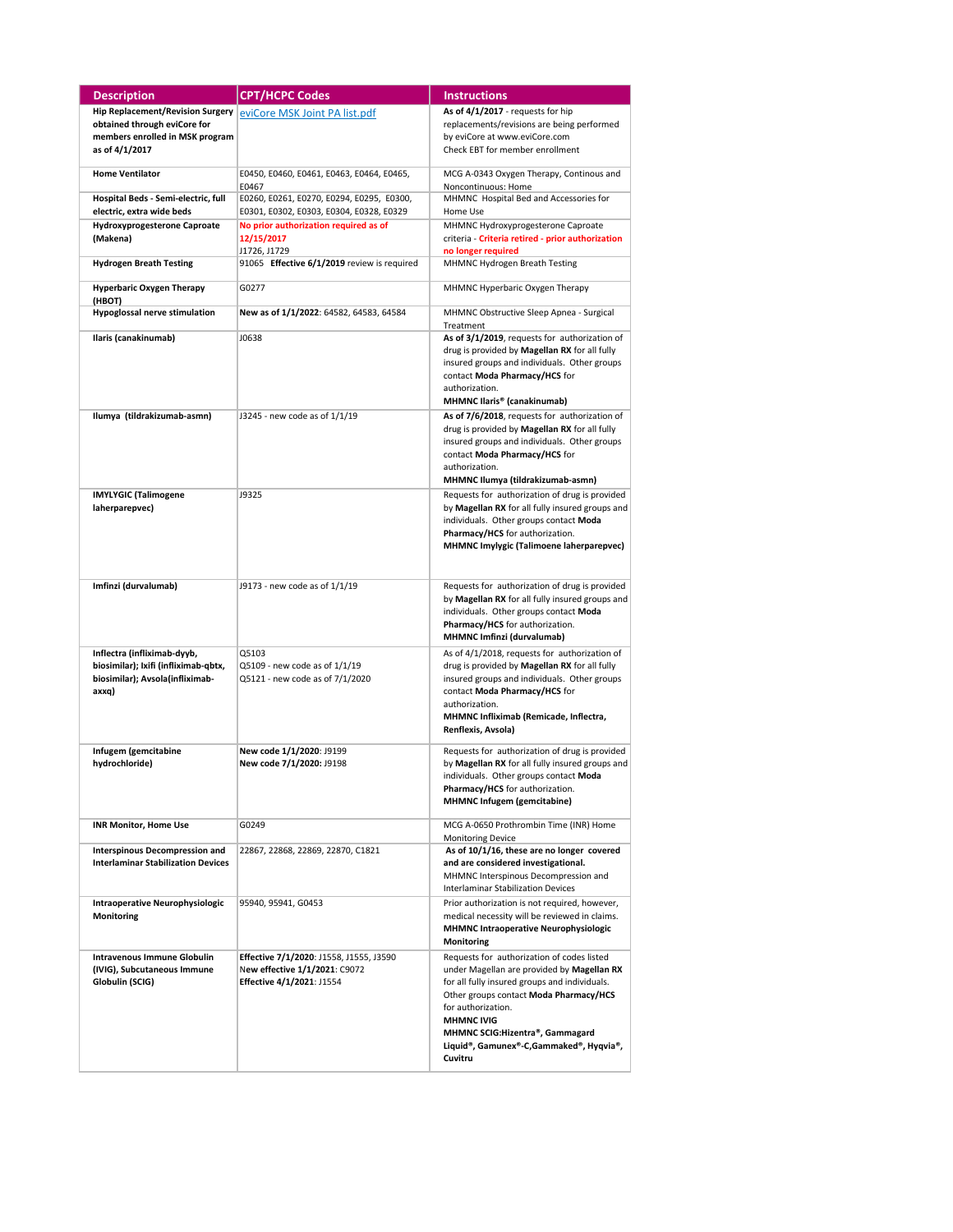| Description | CPT/HCPC Codes | Instructions |
|---|---|---|
| **Hip Replacement/Revision Surgery obtained through eviCore for members enrolled in MSK program as of 4/1/2017** | eviCore MSK Joint PA list.pdf | **As of 4/1/2017** - requests for hip replacements/revisions are being performed by eviCore at www.eviCore.com<br>Check EBT for member enrollment |
| **Home Ventilator** | E0450, E0460, E0461, E0463, E0464, E0465, E0467 | MCG A-0343 Oxygen Therapy, Continous and Noncontinuous: Home |
| **Hospital Beds - Semi-electric, full electric, extra wide beds** | E0260, E0261, E0270, E0294, E0295, E0300, E0301, E0302, E0303, E0304, E0328, E0329 | MHMNC Hospital Bed and Accessories for Home Use |
| **Hydroxyprogesterone Caproate (Makena)** | **No prior authorization required as of 12/15/2017**<br>J1726, J1729 | MHMNC Hydroxyprogesterone Caproate criteria - **Criteria retired - prior authorization no longer required** |
| **Hydrogen Breath Testing** | 91065 **Effective 6/1/2019** review is required | MHMNC Hydrogen Breath Testing |
| **Hyperbaric Oxygen Therapy (HBOT)** | G0277 | MHMNC Hyperbaric Oxygen Therapy |
| **Hypoglossal nerve stimulation** | **New as of 1/1/2022**: 64582, 64583, 64584 | MHMNC Obstructive Sleep Apnea - Surgical Treatment |
| **Ilaris (canakinumab)** | J0638 | **As of 3/1/2019**, requests for authorization of drug is provided by **Magellan RX** for all fully insured groups and individuals. Other groups contact **Moda Pharmacy/HCS** for authorization.<br>**MHMNC Ilaris® (canakinumab)** |
| **Ilumya (tildrakizumab-asmn)** | J3245 - new code as of 1/1/19 | **As of 7/6/2018**, requests for authorization of drug is provided by **Magellan RX** for all fully insured groups and individuals. Other groups contact **Moda Pharmacy/HCS** for authorization.<br>**MHMNC Ilumya (tildrakizumab-asmn)** |
| **IMYLYGIC (Talimogene laherparepvec)** | J9325 | Requests for authorization of drug is provided by **Magellan RX** for all fully insured groups and individuals. Other groups contact **Moda Pharmacy/HCS** for authorization.<br>**MHMNC Imylygic (Talimoene laherparepvec)** |
| **Imfinzi (durvalumab)** | J9173 - new code as of 1/1/19 | Requests for authorization of drug is provided by **Magellan RX** for all fully insured groups and individuals. Other groups contact **Moda Pharmacy/HCS** for authorization.<br>**MHMNC Imfinzi (durvalumab)** |
| **Inflectra (infliximab-dyyb, biosimilar); Ixifi (infliximab-qbtx, biosimilar); Avsola(infliximab-axxq)** | Q5103<br>Q5109 - new code as of 1/1/19<br>Q5121 - new code as of 7/1/2020 | As of 4/1/2018, requests for authorization of drug is provided by **Magellan RX** for all fully insured groups and individuals. Other groups contact **Moda Pharmacy/HCS** for authorization.<br>**MHMNC Infliximab (Remicade, Inflectra, Renflexis, Avsola)** |
| **Infugem (gemcitabine hydrochloride)** | **New code 1/1/2020**: J9199<br>**New code 7/1/2020**: J9198 | Requests for authorization of drug is provided by **Magellan RX** for all fully insured groups and individuals. Other groups contact **Moda Pharmacy/HCS** for authorization.<br>**MHMNC Infugem (gemcitabine)** |
| **INR Monitor, Home Use** | G0249 | MCG A-0650 Prothrombin Time (INR) Home Monitoring Device |
| **Interspinous Decompression and Interlaminar Stabilization Devices** | 22867, 22868, 22869, 22870, C1821 | **As of 10/1/16, these are no longer covered and are considered investigational.**<br>MHMNC Interspinous Decompression and Interlaminar Stabilization Devices |
| **Intraoperative Neurophysiologic Monitoring** | 95940, 95941, G0453 | Prior authorization is not required, however, medical necessity will be reviewed in claims.<br>**MHMNC Intraoperative Neurophysiologic Monitoring** |
| **Intravenous Immune Globulin (IVIG), Subcutaneous Immune Globulin (SCIG)** | **Effective 7/1/2020**: J1558, J1555, J3590<br>New **effective 1/1/2021**: C9072<br>**Effective 4/1/2021**: J1554 | Requests for authorization of codes listed under Magellan are provided by **Magellan RX** for all fully insured groups and individuals. Other groups contact **Moda Pharmacy/HCS** for authorization.<br>**MHMNC IVIG**<br>**MHMNC SCIG:Hizentra®, Gammagard Liquid®, Gamunex®-C,Gammaked®, Hyqvia®, Cuvitru** |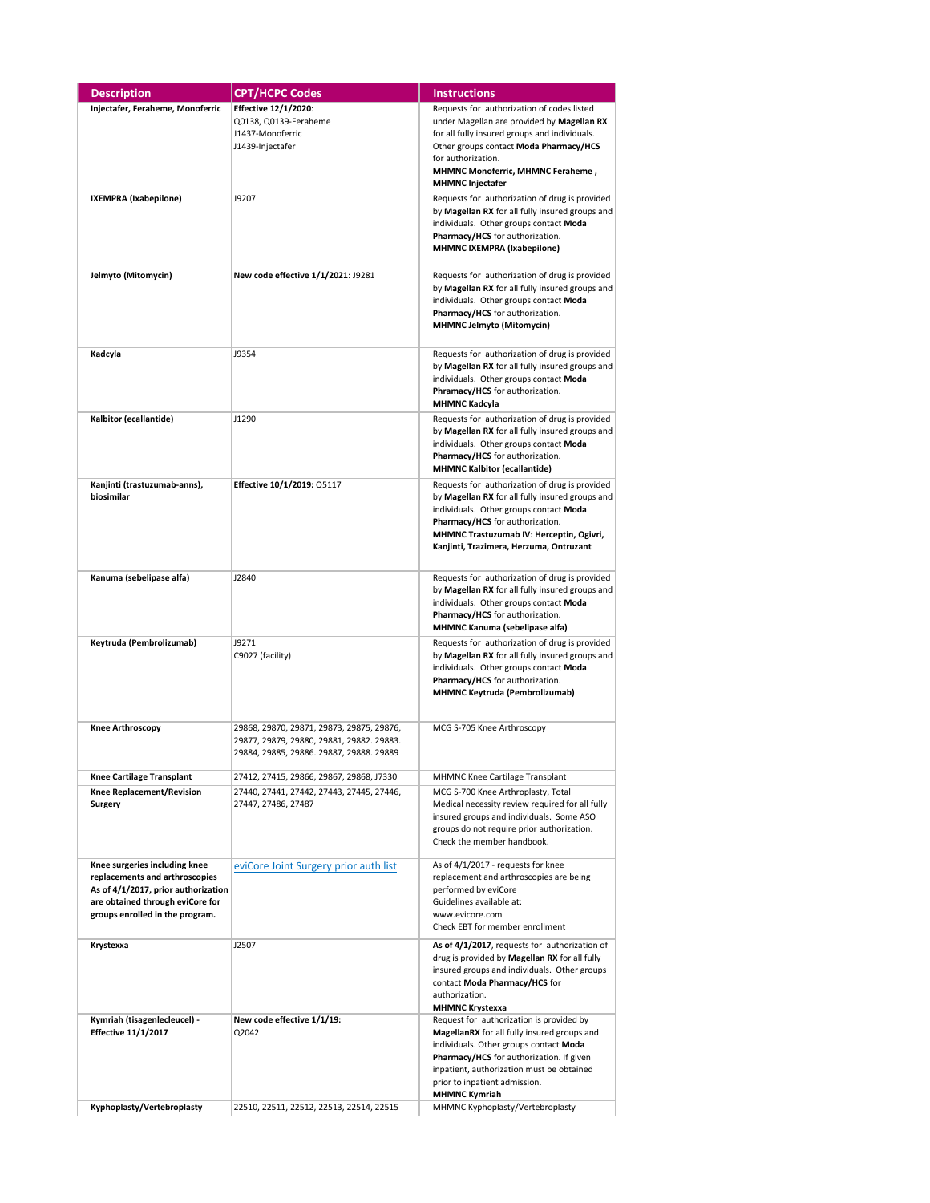| Description | CPT/HCPC Codes | Instructions |
|---|---|---|
| **Injectafer, Feraheme, Monoferric** | **Effective 12/1/2020**:<br>Q0138, Q0139-Feraheme<br>J1437-Monoferric<br>J1439-Injectafer | Requests for authorization of codes listed under Magellan are provided by **Magellan RX** for all fully insured groups and individuals. Other groups contact **Moda Pharmacy/HCS** for authorization.<br>**MHMNC Monoferric, MHMNC Feraheme , MHMNC Injectafer** |
| **IXEMPRA (Ixabepilone)** | J9207 | Requests for authorization of drug is provided by **Magellan RX** for all fully insured groups and individuals. Other groups contact **Moda Pharmacy/HCS** for authorization.<br>**MHMNC IXEMPRA (Ixabepilone)** |
| **Jelmyto (Mitomycin)** | **New code effective 1/1/2021**: J9281 | Requests for authorization of drug is provided by **Magellan RX** for all fully insured groups and individuals. Other groups contact **Moda Pharmacy/HCS** for authorization.<br>**MHMNC Jelmyto (Mitomycin)** |
| **Kadcyla** | J9354 | Requests for authorization of drug is provided by **Magellan RX** for all fully insured groups and individuals. Other groups contact **Moda Phramacy/HCS** for authorization.<br>**MHMNC Kadcyla** |
| **Kalbitor (ecallantide)** | J1290 | Requests for authorization of drug is provided by **Magellan RX** for all fully insured groups and individuals. Other groups contact **Moda Pharmacy/HCS** for authorization.<br>**MHMNC Kalbitor (ecallantide)** |
| **Kanjinti (trastuzumab-anns), biosimilar** | **Effective 10/1/2019:** Q5117 | Requests for authorization of drug is provided by **Magellan RX** for all fully insured groups and individuals. Other groups contact **Moda Pharmacy/HCS** for authorization.<br>**MHMNC Trastuzumab IV: Herceptin, Ogivri, Kanjinti, Trazimera, Herzuma, Ontruzant** |
| **Kanuma (sebelipase alfa)** | J2840 | Requests for authorization of drug is provided by **Magellan RX** for all fully insured groups and individuals. Other groups contact **Moda Pharmacy/HCS** for authorization.<br>**MHMNC Kanuma (sebelipase alfa)** |
| **Keytruda (Pembrolizumab)** | J9271<br>C9027 (facility) | Requests for authorization of drug is provided by **Magellan RX** for all fully insured groups and individuals. Other groups contact **Moda Pharmacy/HCS** for authorization.<br>**MHMNC Keytruda (Pembrolizumab)** |
| **Knee Arthroscopy** | 29868, 29870, 29871, 29873, 29875, 29876, 29877, 29879, 29880, 29881, 29882. 29883. 29884, 29885, 29886. 29887, 29888. 29889 | MCG S-705 Knee Arthroscopy |
| **Knee Cartilage Transplant** | 27412, 27415, 29866, 29867, 29868, J7330 | MHMNC Knee Cartilage Transplant |
| **Knee Replacement/Revision Surgery** | 27440, 27441, 27442, 27443, 27445, 27446, 27447, 27486, 27487 | MCG S-700 Knee Arthroplasty, Total<br>Medical necessity review required for all fully insured groups and individuals. Some ASO groups do not require prior authorization. Check the member handbook. |
| **Knee surgeries including knee replacements and arthroscopies As of 4/1/2017, prior authorization are obtained through eviCore for groups enrolled in the program.** | eviCore Joint Surgery prior auth list | As of 4/1/2017 - requests for knee replacement and arthroscopies are being performed by eviCore<br>Guidelines available at: www.evicore.com<br>Check EBT for member enrollment |
| **Krystexxa** | J2507 | **As of 4/1/2017**, requests for authorization of drug is provided by **Magellan RX** for all fully insured groups and individuals. Other groups contact **Moda Pharmacy/HCS** for authorization.<br>**MHMNC Krystexxa** |
| **Kymriah (tisagenlecleucel) - Effective 11/1/2017** | **New code effective 1/1/19:**<br>Q2042 | Request for authorization is provided by **MagellanRX** for all fully insured groups and individuals. Other groups contact **Moda Pharmacy/HCS** for authorization. If given inpatient, authorization must be obtained prior to inpatient admission.<br>**MHMNC Kymriah** |
| **Kyphoplasty/Vertebroplasty** | 22510, 22511, 22512, 22513, 22514, 22515 | MHMNC Kyphoplasty/Vertebroplasty |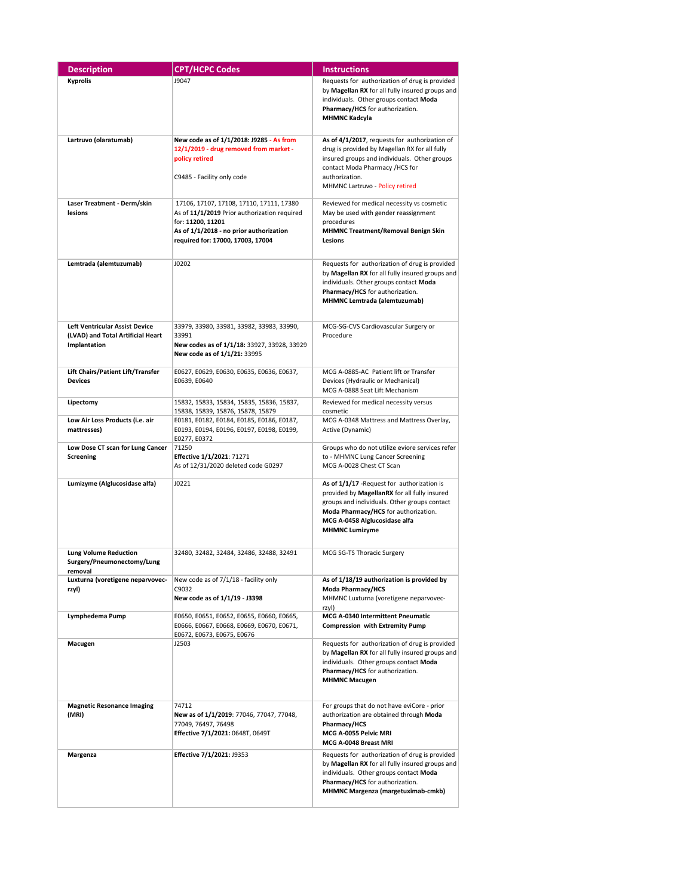| Description | CPT/HCPC Codes | Instructions |
|---|---|---|
| **Kyprolis** | J9047 | Requests for authorization of drug is provided by **Magellan RX** for all fully insured groups and individuals. Other groups contact **Moda Pharmacy/HCS** for authorization.<br>**MHMNC Kadcyla** |
| **Lartruvo (olaratumab)** | **New code as of 1/1/2018: J9285** - **As from 12/1/2019 - drug removed from market - policy retired**<br><br>C9485 - Facility only code | **As of 4/1/2017**, requests for authorization of drug is provided by Magellan RX for all fully insured groups and individuals. Other groups contact Moda Pharmacy /HCS for authorization.<br>MHMNC Lartruvo - Policy retired |
| **Laser Treatment - Derm/skin lesions** | 17106, 17107, 17108, 17110, 17111, 17380<br>As of **11/1/2019** Prior authorization required for: **11200, 11201**<br>**As of 1/1/2018 - no prior authorization required for: 17000, 17003, 17004** | Reviewed for medical necessity vs cosmetic<br>May be used with gender reassignment procedures<br>**MHMNC Treatment/Removal Benign Skin Lesions** |
| **Lemtrada (alemtuzumab)** | J0202 | Requests for authorization of drug is provided by **Magellan RX** for all fully insured groups and individuals. Other groups contact **Moda Pharmacy/HCS** for authorization.<br>**MHMNC Lemtrada (alemtuzumab)** |
| **Left Ventricular Assist Device (LVAD) and Total Artificial Heart Implantation** | 33979, 33980, 33981, 33982, 33983, 33990, 33991<br>**New codes as of 1/1/18:** 33927, 33928, 33929<br>**New code as of 1/1/21:** 33995 | MCG-SG-CVS Cardiovascular Surgery or Procedure |
| **Lift Chairs/Patient Lift/Transfer Devices** | E0627, E0629, E0630, E0635, E0636, E0637, E0639, E0640 | MCG A-0885-AC Patient lift or Transfer Devices (Hydraulic or Mechanical)<br>MCG A-0888 Seat Lift Mechanism |
| **Lipectomy** | 15832, 15833, 15834, 15835, 15836, 15837, 15838, 15839, 15876, 15878, 15879 | Reviewed for medical necessity versus cosmetic |
| **Low Air Loss Products (i.e. air mattresses)** | E0181, E0182, E0184, E0185, E0186, E0187, E0193, E0194, E0196, E0197, E0198, E0199, E0277, E0372 | MCG A-0348 Mattress and Mattress Overlay, Active (Dynamic) |
| **Low Dose CT scan for Lung Cancer Screening** | 71250<br>**Effective 1/1/2021**: 71271<br>As of 12/31/2020 deleted code G0297 | Groups who do not utilize evicore services refer to - MHMNC Lung Cancer Screening<br>MCG A-0028 Chest CT Scan |
| **Lumizyme (Alglucosidase alfa)** | J0221 | **As of 1/1/17** -Request for authorization is provided by **MagellanRX** for all fully insured groups and individuals. Other groups contact **Moda Pharmacy/HCS** for authorization.<br>**MCG A-0458 Alglucosidase alfa**<br>**MHMNC Lumizyme** |
| **Lung Volume Reduction Surgery/Pneumonectomy/Lung removal** | 32480, 32482, 32484, 32486, 32488, 32491 | MCG SG-TS Thoracic Surgery |
| **Luxturna (voretigene neparvovec-rzyl)** | New code as of 7/1/18 - facility only C9032<br>**New code as of 1/1/19 - J3398** | **As of 1/18/19 authorization is provided by Moda Pharmacy/HCS**<br>MHMNC Luxturna (voretigene neparvovec-rzyl) |
| **Lymphedema Pump** | E0650, E0651, E0652, E0655, E0660, E0665, E0666, E0667, E0668, E0669, E0670, E0671, E0672, E0673, E0675, E0676 | **MCG A-0340 Intermittent Pneumatic Compression with Extremity Pump** |
| **Macugen** | J2503 | Requests for authorization of drug is provided by **Magellan RX** for all fully insured groups and individuals. Other groups contact **Moda Pharmacy/HCS** for authorization.<br>**MHMNC Macugen** |
| **Magnetic Resonance Imaging (MRI)** | 74712<br>**New as of 1/1/2019**: 77046, 77047, 77048, 77049, 76497, 76498<br>**Effective 7/1/2021:** 0648T, 0649T | For groups that do not have eviCore - prior authorization are obtained through **Moda Pharmacy/HCS**<br>**MCG A-0055 Pelvic MRI**<br>**MCG A-0048 Breast MRI** |
| **Margenza** | **Effective 7/1/2021:** J9353 | Requests for authorization of drug is provided by **Magellan RX** for all fully insured groups and individuals. Other groups contact **Moda Pharmacy/HCS** for authorization.<br>**MHMNC Margenza (margetuximab-cmkb)** |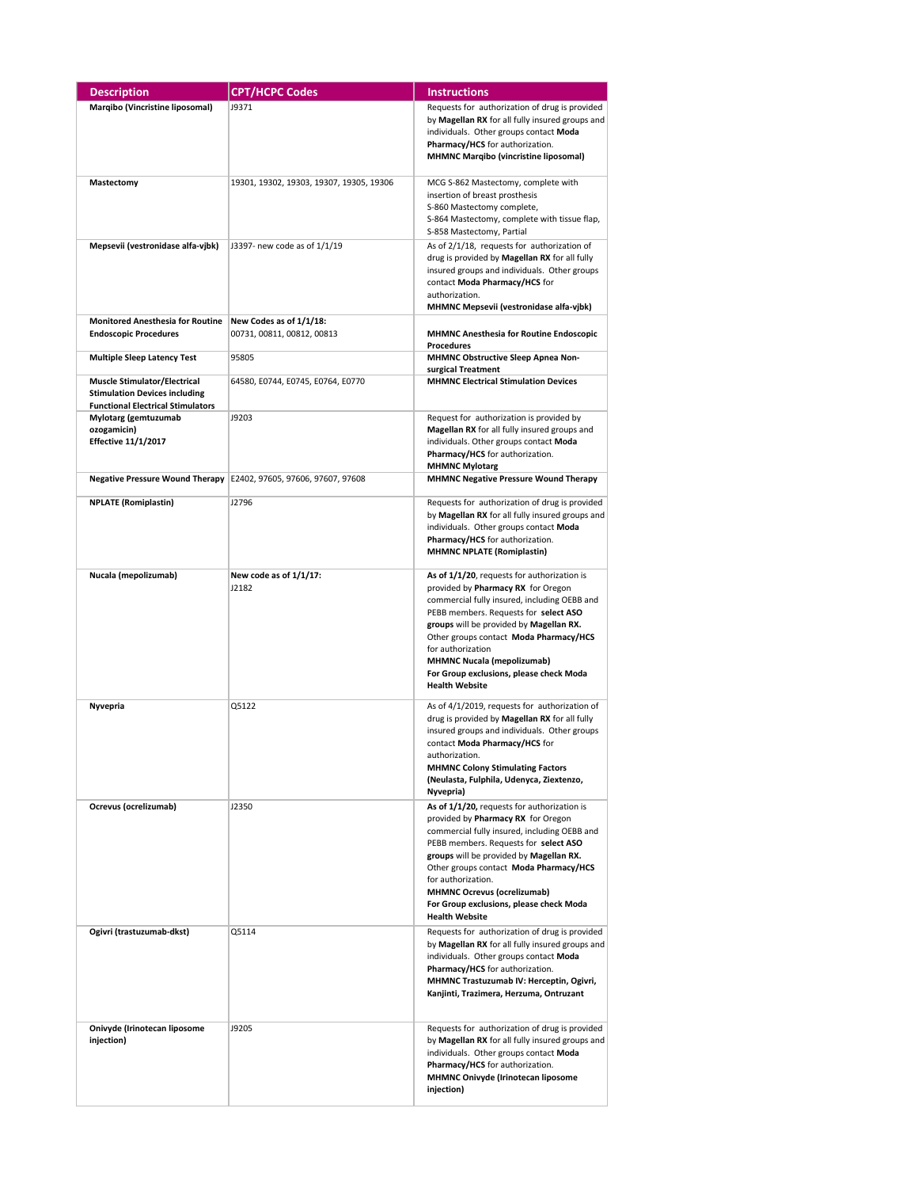| Description | CPT/HCPC Codes | Instructions |
| --- | --- | --- |
| **Marqibo (Vincristine liposomal)** | J9371 | Requests for authorization of drug is provided by **Magellan RX** for all fully insured groups and individuals. Other groups contact **Moda Pharmacy/HCS** for authorization. **MHMNC Marqibo (vincristine liposomal)** |
| **Mastectomy** | 19301, 19302, 19303, 19307, 19305, 19306 | MCG S-862 Mastectomy, complete with insertion of breast prosthesis S-860 Mastectomy complete, S-864 Mastectomy, complete with tissue flap, S-858 Mastectomy, Partial |
| **Mepsevii (vestronidase alfa-vjbk)** | J3397- new code as of 1/1/19 | As of 2/1/18, requests for authorization of drug is provided by **Magellan RX** for all fully insured groups and individuals. Other groups contact **Moda Pharmacy/HCS** for authorization. **MHMNC Mepsevii (vestronidase alfa-vjbk)** |
| **Monitored Anesthesia for Routine Endoscopic Procedures** | **New Codes as of 1/1/18:** 00731, 00811, 00812, 00813 | **MHMNC Anesthesia for Routine Endoscopic Procedures** |
| **Multiple Sleep Latency Test** | 95805 | **MHMNC Obstructive Sleep Apnea Non-surgical Treatment** |
| **Muscle Stimulator/Electrical Stimulation Devices including Functional Electrical Stimulators** | 64580, E0744, E0745, E0764, E0770 | **MHMNC Electrical Stimulation Devices** |
| **Mylotarg (gemtuzumab ozogamicin) Effective 11/1/2017** | J9203 | Request for authorization is provided by **Magellan RX** for all fully insured groups and individuals. Other groups contact **Moda Pharmacy/HCS** for authorization. **MHMNC Mylotarg** |
| **Negative Pressure Wound Therapy** | E2402, 97605, 97606, 97607, 97608 | **MHMNC Negative Pressure Wound Therapy** |
| **NPLATE (Romiplastin)** | J2796 | Requests for authorization of drug is provided by **Magellan RX** for all fully insured groups and individuals. Other groups contact **Moda Pharmacy/HCS** for authorization. **MHMNC NPLATE (Romiplastin)** |
| **Nucala (mepolizumab)** | **New code as of 1/1/17:** J2182 | **As of 1/1/20**, requests for authorization is provided by **Pharmacy RX** for Oregon commercial fully insured, including OEBB and PEBB members. Requests for **select ASO groups** will be provided by **Magellan RX.** Other groups contact **Moda Pharmacy/HCS** for authorization **MHMNC Nucala (mepolizumab)** **For Group exclusions, please check Moda Health Website** |
| **Nyvepria** | Q5122 | As of 4/1/2019, requests for authorization of drug is provided by **Magellan RX** for all fully insured groups and individuals. Other groups contact **Moda Pharmacy/HCS** for authorization. **MHMNC Colony Stimulating Factors (Neulasta, Fulphila, Udenyca, Ziextenzo, Nyvepria)** |
| **Ocrevus (ocrelizumab)** | J2350 | **As of 1/1/20,** requests for authorization is provided by **Pharmacy RX** for Oregon commercial fully insured, including OEBB and PEBB members. Requests for **select ASO groups** will be provided by **Magellan RX.** Other groups contact **Moda Pharmacy/HCS** for authorization. **MHMNC Ocrevus (ocrelizumab)** **For Group exclusions, please check Moda Health Website** |
| **Ogivri (trastuzumab-dkst)** | Q5114 | Requests for authorization of drug is provided by **Magellan RX** for all fully insured groups and individuals. Other groups contact **Moda Pharmacy/HCS** for authorization. **MHMNC Trastuzumab IV: Herceptin, Ogivri, Kanjinti, Trazimera, Herzuma, Ontruzant** |
| **Onivyde (Irinotecan liposome injection)** | J9205 | Requests for authorization of drug is provided by **Magellan RX** for all fully insured groups and individuals. Other groups contact **Moda Pharmacy/HCS** for authorization. **MHMNC Onivyde (Irinotecan liposome injection)** |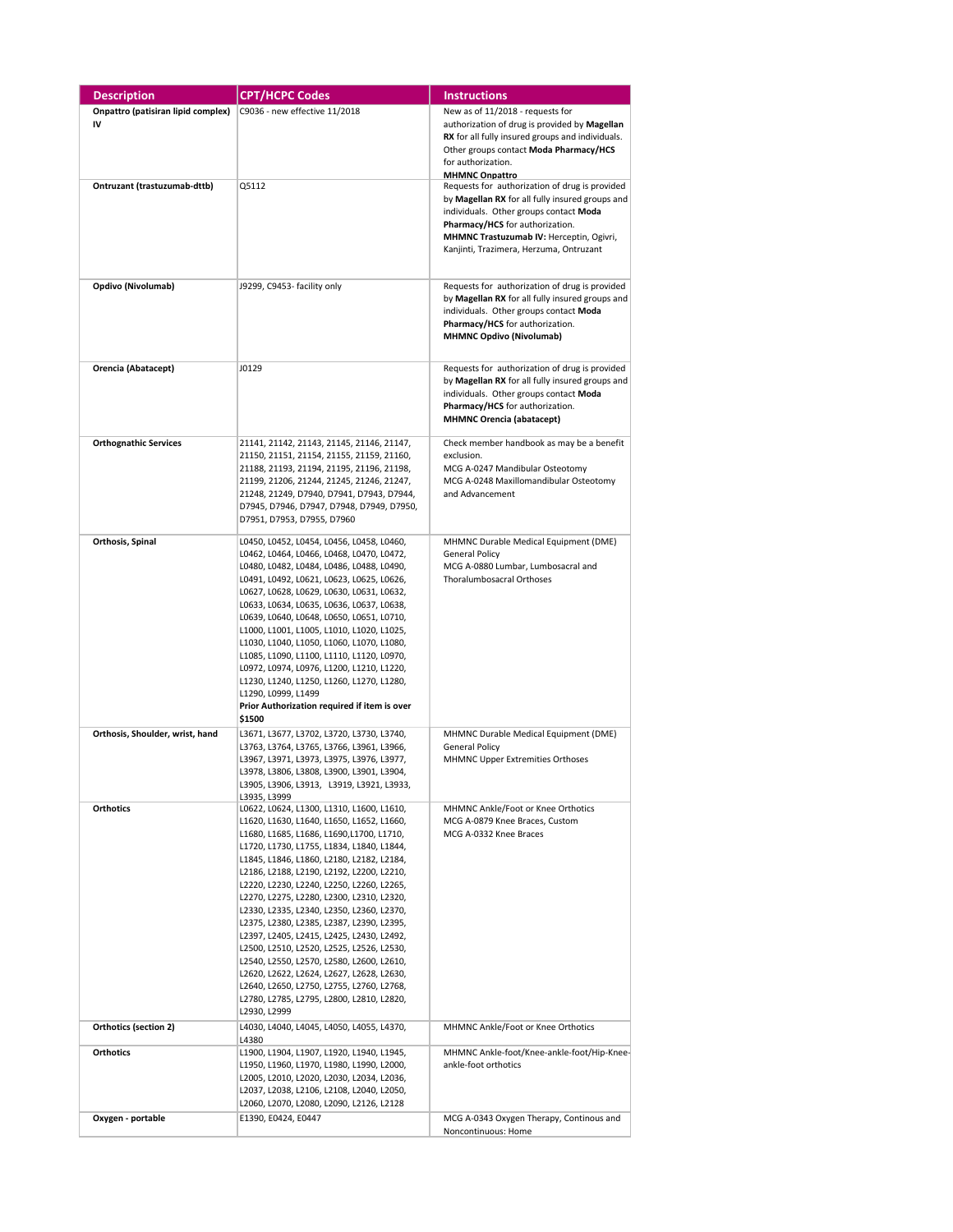| Description | CPT/HCPC Codes | Instructions |
|---|---|---|
| **Onpattro (patisiran lipid complex) IV** | C9036 - new effective 11/2018 | New as of 11/2018 - requests for authorization of drug is provided by **Magellan RX** for all fully insured groups and individuals. Other groups contact **Moda Pharmacy/HCS** for authorization. **MHMNC Onpattro** |
| **Ontruzant (trastuzumab-dttb)** | Q5112 | Requests for authorization of drug is provided by **Magellan RX** for all fully insured groups and individuals. Other groups contact **Moda Pharmacy/HCS** for authorization. **MHMNC Trastuzumab IV:** Herceptin, Ogivri, Kanjinti, Trazimera, Herzuma, Ontruzant |
| **Opdivo (Nivolumab)** | J9299, C9453- facility only | Requests for authorization of drug is provided by **Magellan RX** for all fully insured groups and individuals. Other groups contact **Moda Pharmacy/HCS** for authorization. **MHMNC Opdivo (Nivolumab)** |
| **Orencia (Abatacept)** | J0129 | Requests for authorization of drug is provided by **Magellan RX** for all fully insured groups and individuals. Other groups contact **Moda Pharmacy/HCS** for authorization. **MHMNC Orencia (abatacept)** |
| **Orthognathic Services** | 21141, 21142, 21143, 21145, 21146, 21147, 21150, 21151, 21154, 21155, 21159, 21160, 21188, 21193, 21194, 21195, 21196, 21198, 21199, 21206, 21244, 21245, 21246, 21247, 21248, 21249, D7940, D7941, D7943, D7944, D7945, D7946, D7947, D7948, D7949, D7950, D7951, D7953, D7955, D7960 | Check member handbook as may be a benefit exclusion. MCG A-0247 Mandibular Osteotomy MCG A-0248 Maxillomandibular Osteotomy and Advancement |
| **Orthosis, Spinal** | L0450, L0452, L0454, L0456, L0458, L0460, L0462, L0464, L0466, L0468, L0470, L0472, L0480, L0482, L0484, L0486, L0488, L0490, L0491, L0492, L0621, L0623, L0625, L0626, L0627, L0628, L0629, L0630, L0631, L0632, L0633, L0634, L0635, L0636, L0637, L0638, L0639, L0640, L0648, L0650, L0651, L0710, L1000, L1001, L1005, L1010, L1020, L1025, L1030, L1040, L1050, L1060, L1070, L1080, L1085, L1090, L1100, L1110, L1120, L0970, L0972, L0974, L0976, L1200, L1210, L1220, L1230, L1240, L1250, L1260, L1270, L1280, L1290, L0999, L1499 **Prior Authorization required if item is over $1500** | MHMNC Durable Medical Equipment (DME) General Policy MCG A-0880 Lumbar, Lumbosacral and Thoralumbosacral Orthoses |
| **Orthosis, Shoulder, wrist, hand** | L3671, L3677, L3702, L3720, L3730, L3740, L3763, L3764, L3765, L3766, L3961, L3966, L3967, L3971, L3973, L3975, L3976, L3977, L3978, L3806, L3808, L3900, L3901, L3904, L3905, L3906, L3913, L3919, L3921, L3933, L3935, L3999 | MHMNC Durable Medical Equipment (DME) General Policy MHMNC Upper Extremities Orthoses |
| **Orthotics** | L0622, L0624, L1300, L1310, L1600, L1610, L1620, L1630, L1640, L1650, L1652, L1660, L1680, L1685, L1686, L1690,L1700, L1710, L1720, L1730, L1755, L1834, L1840, L1844, L1845, L1846, L1860, L2180, L2182, L2184, L2186, L2188, L2190, L2192, L2200, L2210, L2220, L2230, L2240, L2250, L2260, L2265, L2270, L2275, L2280, L2300, L2310, L2320, L2330, L2335, L2340, L2350, L2360, L2370, L2375, L2380, L2385, L2387, L2390, L2395, L2397, L2405, L2415, L2425, L2430, L2492, L2500, L2510, L2520, L2525, L2526, L2530, L2540, L2550, L2570, L2580, L2600, L2610, L2620, L2622, L2624, L2627, L2628, L2630, L2640, L2650, L2750, L2755, L2760, L2768, L2780, L2785, L2795, L2800, L2810, L2820, L2930, L2999 | MHMNC Ankle/Foot or Knee Orthotics MCG A-0879 Knee Braces, Custom MCG A-0332 Knee Braces |
| **Orthotics (section 2)** | L4030, L4040, L4045, L4050, L4055, L4370, L4380 | MHMNC Ankle/Foot or Knee Orthotics |
| **Orthotics** | L1900, L1904, L1907, L1920, L1940, L1945, L1950, L1960, L1970, L1980, L1990, L2000, L2005, L2010, L2020, L2030, L2034, L2036, L2037, L2038, L2106, L2108, L2040, L2050, L2060, L2070, L2080, L2090, L2126, L2128 | MHMNC Ankle-foot/Knee-ankle-foot/Hip-Knee-ankle-foot orthotics |
| **Oxygen - portable** | E1390, E0424, E0447 | MCG A-0343 Oxygen Therapy, Continous and Noncontinuous: Home |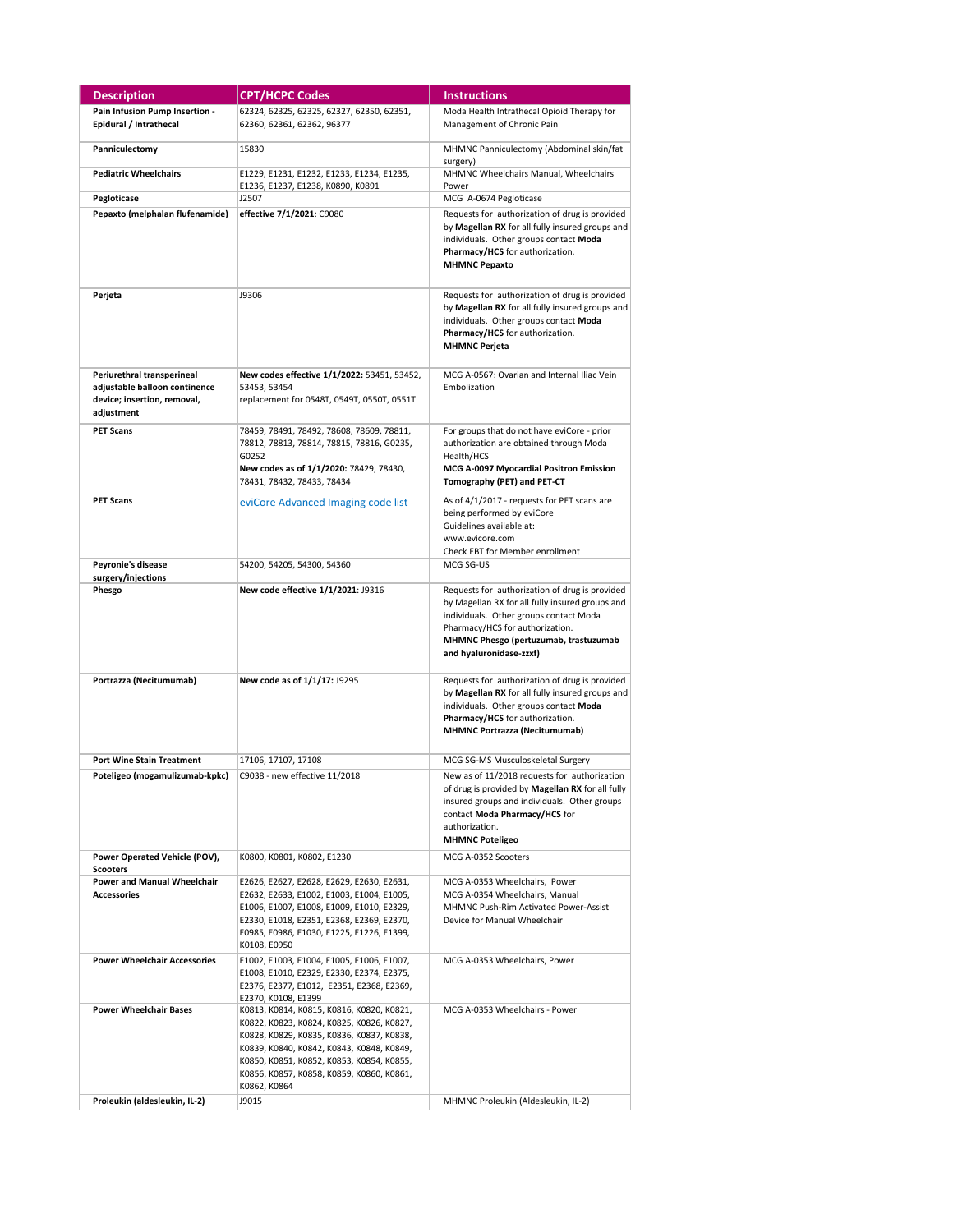| Description | CPT/HCPC Codes | Instructions |
|---|---|---|
| **Pain Infusion Pump Insertion - Epidural / Intrathecal** | 62324, 62325, 62325, 62327, 62350, 62351, 62360, 62361, 62362, 96377 | Moda Health Intrathecal Opioid Therapy for Management of Chronic Pain |
| **Panniculectomy** | 15830 | MHMNC Panniculectomy (Abdominal skin/fat surgery) |
| **Pediatric Wheelchairs** | E1229, E1231, E1232, E1233, E1234, E1235, E1236, E1237, E1238, K0890, K0891 | MHMNC Wheelchairs Manual, Wheelchairs Power |
| **Pegloticase** | J2507 | MCG A-0674 Pegloticase |
| **Pepaxto (melphalan flufenamide)** | **effective 7/1/2021**: C9080 | Requests for authorization of drug is provided by **Magellan RX** for all fully insured groups and individuals. Other groups contact **Moda Pharmacy/HCS** for authorization. **MHMNC Pepaxto** |
| **Perjeta** | J9306 | Requests for authorization of drug is provided by **Magellan RX** for all fully insured groups and individuals. Other groups contact **Moda Pharmacy/HCS** for authorization. **MHMNC Perjeta** |
| **Periurethral transperineal adjustable balloon continence device; insertion, removal, adjustment** | **New codes effective 1/1/2022:** 53451, 53452, 53453, 53454 replacement for 0548T, 0549T, 0550T, 0551T | MCG A-0567: Ovarian and Internal Iliac Vein Embolization |
| **PET Scans** | 78459, 78491, 78492, 78608, 78609, 78811, 78812, 78813, 78814, 78815, 78816, G0235, G0252 **New codes as of 1/1/2020:** 78429, 78430, 78431, 78432, 78433, 78434 | For groups that do not have eviCore - prior authorization are obtained through Moda Health/HCS **MCG A-0097 Myocardial Positron Emission Tomography (PET) and PET-CT** |
| **PET Scans** | eviCore Advanced Imaging code list | As of 4/1/2017 - requests for PET scans are being performed by eviCore Guidelines available at: www.evicore.com Check EBT for Member enrollment |
| **Peyronie's disease surgery/injections** | 54200, 54205, 54300, 54360 | MCG SG-US |
| **Phesgo** | **New code effective 1/1/2021**: J9316 | Requests for authorization of drug is provided by Magellan RX for all fully insured groups and individuals. Other groups contact Moda Pharmacy/HCS for authorization. **MHMNC Phesgo (pertuzumab, trastuzumab and hyaluronidase-zzxf)** |
| **Portrazza (Necitumumab)** | **New code as of 1/1/17:** J9295 | Requests for authorization of drug is provided by **Magellan RX** for all fully insured groups and individuals. Other groups contact **Moda Pharmacy/HCS** for authorization. **MHMNC Portrazza (Necitumumab)** |
| **Port Wine Stain Treatment** | 17106, 17107, 17108 | MCG SG-MS Musculoskeletal Surgery |
| **Poteligeo (mogamulizumab-kpkc)** | C9038 - new effective 11/2018 | New as of 11/2018 requests for authorization of drug is provided by **Magellan RX** for all fully insured groups and individuals. Other groups contact **Moda Pharmacy/HCS** for authorization. **MHMNC Poteligeo** |
| **Power Operated Vehicle (POV), Scooters** | K0800, K0801, K0802, E1230 | MCG A-0352 Scooters |
| **Power and Manual Wheelchair Accessories** | E2626, E2627, E2628, E2629, E2630, E2631, E2632, E2633, E1002, E1003, E1004, E1005, E1006, E1007, E1008, E1009, E1010, E2329, E2330, E1018, E2351, E2368, E2369, E2370, E0985, E0986, E1030, E1225, E1226, E1399, K0108, E0950 | MCG A-0353 Wheelchairs, Power MCG A-0354 Wheelchairs, Manual MHMNC Push-Rim Activated Power-Assist Device for Manual Wheelchair |
| **Power Wheelchair Accessories** | E1002, E1003, E1004, E1005, E1006, E1007, E1008, E1010, E2329, E2330, E2374, E2375, E2376, E2377, E1012, E2351, E2368, E2369, E2370, K0108, E1399 | MCG A-0353 Wheelchairs, Power |
| **Power Wheelchair Bases** | K0813, K0814, K0815, K0816, K0820, K0821, K0822, K0823, K0824, K0825, K0826, K0827, K0828, K0829, K0835, K0836, K0837, K0838, K0839, K0840, K0842, K0843, K0848, K0849, K0850, K0851, K0852, K0853, K0854, K0855, K0856, K0857, K0858, K0859, K0860, K0861, K0862, K0864 | MCG A-0353 Wheelchairs - Power |
| **Proleukin (aldesleukin, IL-2)** | J9015 | MHMNC Proleukin (Aldesleukin, IL-2) |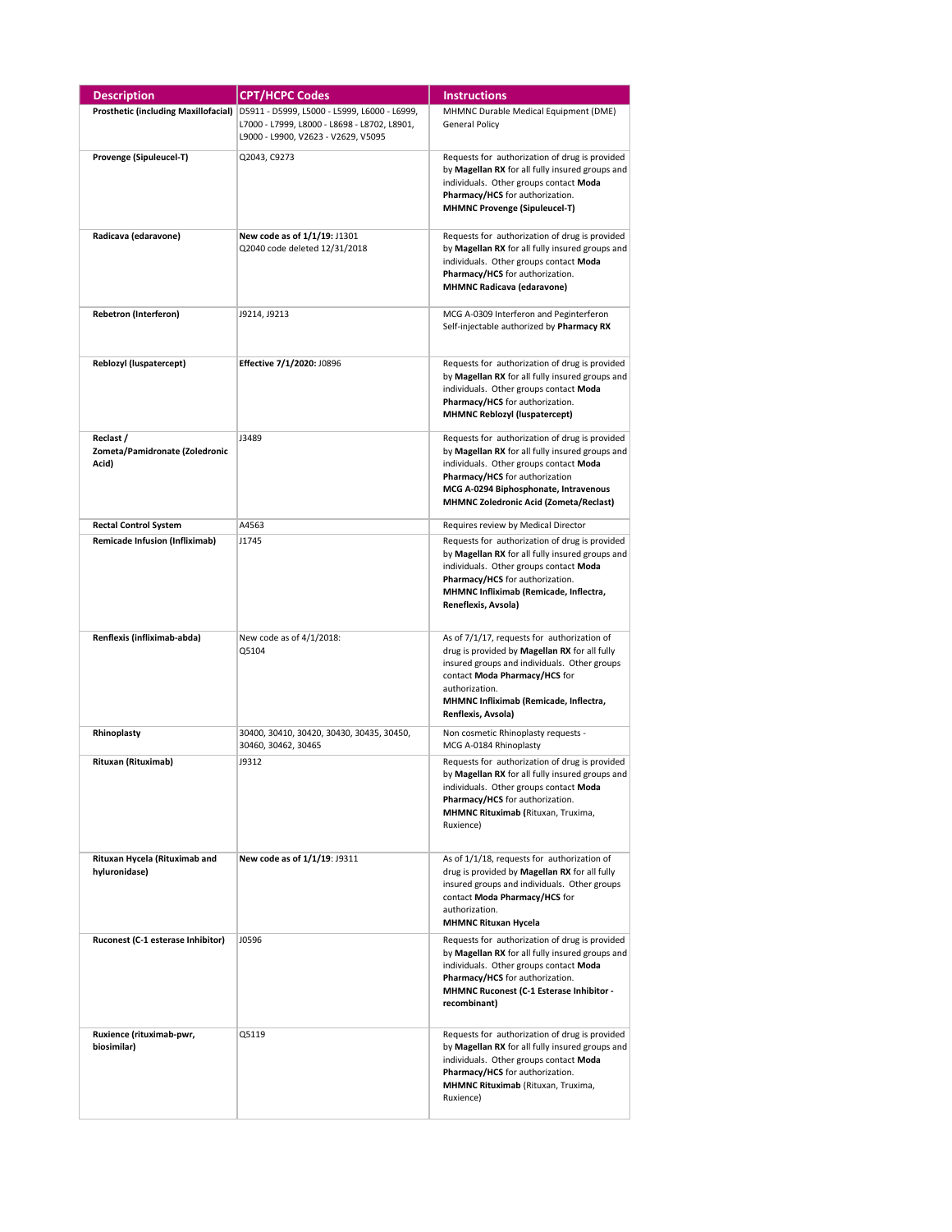| Description | CPT/HCPC Codes | Instructions |
|---|---|---|
| **Prosthetic (including Maxillofacial)** | D5911 - D5999, L5000 - L5999, L6000 - L6999, L7000 - L7999, L8000 - L8698 - L8702, L8901, L9000 - L9900, V2623 - V2629, V5095 | MHMNC Durable Medical Equipment (DME) General Policy |
| **Provenge (Sipuleucel-T)** | Q2043, C9273 | Requests for authorization of drug is provided by **Magellan RX** for all fully insured groups and individuals. Other groups contact **Moda Pharmacy/HCS** for authorization. **MHMNC Provenge (Sipuleucel-T)** |
| **Radicava (edaravone)** | **New code as of 1/1/19:** J1301 Q2040 code deleted 12/31/2018 | Requests for authorization of drug is provided by **Magellan RX** for all fully insured groups and individuals. Other groups contact **Moda Pharmacy/HCS** for authorization. **MHMNC Radicava (edaravone)** |
| **Rebetron (Interferon)** | J9214, J9213 | MCG A-0309 Interferon and Peginterferon Self-injectable authorized by **Pharmacy RX** |
| **Reblozyl (luspatercept)** | **Effective 7/1/2020:** J0896 | Requests for authorization of drug is provided by **Magellan RX** for all fully insured groups and individuals. Other groups contact **Moda Pharmacy/HCS** for authorization. **MHMNC Reblozyl (luspatercept)** |
| **Reclast / Zometa/Pamidronate (Zoledronic Acid)** | J3489 | Requests for authorization of drug is provided by **Magellan RX** for all fully insured groups and individuals. Other groups contact **Moda Pharmacy/HCS** for authorization **MCG A-0294 Biphosphonate, Intravenous MHMNC Zoledronic Acid (Zometa/Reclast)** |
| **Rectal Control System** | A4563 | Requires review by Medical Director |
| **Remicade Infusion (Infliximab)** | J1745 | Requests for authorization of drug is provided by **Magellan RX** for all fully insured groups and individuals. Other groups contact **Moda Pharmacy/HCS** for authorization. **MHMNC Infliximab (Remicade, Inflectra, Reneflexis, Avsola)** |
| **Renflexis (infliximab-abda)** | New code as of 4/1/2018: Q5104 | As of 7/1/17, requests for authorization of drug is provided by **Magellan RX** for all fully insured groups and individuals. Other groups contact **Moda Pharmacy/HCS** for authorization. **MHMNC Infliximab (Remicade, Inflectra, Renflexis, Avsola)** |
| **Rhinoplasty** | 30400, 30410, 30420, 30430, 30435, 30450, 30460, 30462, 30465 | Non cosmetic Rhinoplasty requests - MCG A-0184 Rhinoplasty |
| **Rituxan (Rituximab)** | J9312 | Requests for authorization of drug is provided by **Magellan RX** for all fully insured groups and individuals. Other groups contact **Moda Pharmacy/HCS** for authorization. **MHMNC Rituximab (**Rituxan, Truxima, Ruxience) |
| **Rituxan Hycela (Rituximab and hyluronidase)** | **New code as of 1/1/19**: J9311 | As of 1/1/18, requests for authorization of drug is provided by **Magellan RX** for all fully insured groups and individuals. Other groups contact **Moda Pharmacy/HCS** for authorization. **MHMNC Rituxan Hycela** |
| **Ruconest (C-1 esterase Inhibitor)** | J0596 | Requests for authorization of drug is provided by **Magellan RX** for all fully insured groups and individuals. Other groups contact **Moda Pharmacy/HCS** for authorization. **MHMNC Ruconest (C-1 Esterase Inhibitor - recombinant)** |
| **Ruxience (rituximab-pwr, biosimilar)** | Q5119 | Requests for authorization of drug is provided by **Magellan RX** for all fully insured groups and individuals. Other groups contact **Moda Pharmacy/HCS** for authorization. **MHMNC Rituximab** (Rituxan, Truxima, Ruxience) |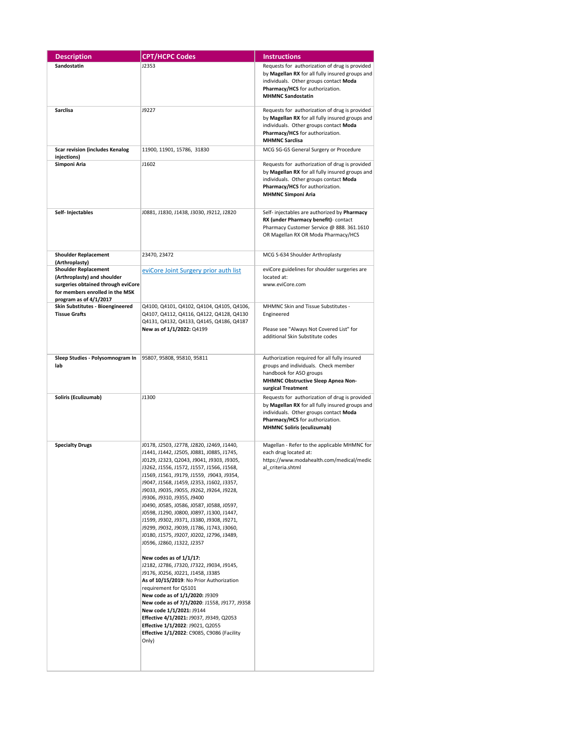| Description | CPT/HCPC Codes | Instructions |
|---|---|---|
| **Sandostatin** | J2353 | Requests for authorization of drug is provided by **Magellan RX** for all fully insured groups and individuals. Other groups contact **Moda Pharmacy/HCS** for authorization. **MHMNC Sandostatin** |
| **Sarclisa** | J9227 | Requests for authorization of drug is provided by **Magellan RX** for all fully insured groups and individuals. Other groups contact **Moda Pharmacy/HCS** for authorization. **MHMNC Sarclisa** |
| **Scar revision (includes Kenalog injections)** | 11900, 11901, 15786, 31830 | MCG SG-GS General Surgery or Procedure |
| **Simponi Aria** | J1602 | Requests for authorization of drug is provided by **Magellan RX** for all fully insured groups and individuals. Other groups contact **Moda Pharmacy/HCS** for authorization. **MHMNC Simponi Aria** |
| **Self- Injectables** | J0881, J1830, J1438, J3030, J9212, J2820 | Self- injectables are authorized by **Pharmacy RX (under Pharmacy benefit)**- contact Pharmacy Customer Service @ 888. 361.1610 OR Magellan RX OR Moda Pharmacy/HCS |
| **Shoulder Replacement (Arthroplasty)** | 23470, 23472 | MCG S-634 Shoulder Arthroplasty |
| **Shoulder Replacement (Arthroplasty) and shoulder surgeries obtained through eviCore for members enrolled in the MSK program as of 4/1/2017** | eviCore Joint Surgery prior auth list | eviCore guidelines for shoulder surgeries are located at: www.eviCore.com |
| **Skin Substitutes - Bioengineered Tissue Grafts** | Q4100, Q4101, Q4102, Q4104, Q4105, Q4106, Q4107, Q4112, Q4116, Q4122, Q4128, Q4130 Q4131, Q4132, Q4133, Q4145, Q4186, Q4187 **New as of 1/1/2022:** Q4199 | MHMNC Skin and Tissue Substitutes - Engineered<br><br>Please see "Always Not Covered List" for additional Skin Substitute codes |
| **Sleep Studies - Polysomnogram In lab** | 95807, 95808, 95810, 95811 | Authorization required for all fully insured groups and individuals. Check member handbook for ASO groups **MHMNC Obstructive Sleep Apnea Non-surgical Treatment** |
| **Soliris (Eculizumab)** | J1300 | Requests for authorization of drug is provided by **Magellan RX** for all fully insured groups and individuals. Other groups contact **Moda Pharmacy/HCS** for authorization. **MHMNC Soliris (eculizumab)** |
| **Specialty Drugs** | J0178, J2503, J2778, J2820, J2469, J1440, J1441, J1442, J2505, J0881, J0885, J1745, J0129, J2323, Q2043, J9041, J9303, J9305, J3262, J1556, J1572, J1557, J1566, J1568, J1569, J1561, J9179, J1559, J9043, J9354, J9047, J1568, J1459, J2353, J1602, J3357, J9033, J9035, J9055, J9262, J9264, J9228, J9306, J9310, J9355, J9400 J0490, J0585, J0586, J0587, J0588, J0597, J0598, J1290, J0800, J0897, J1300, J1447, J1599, J9302, J9371, J3380, J9308, J9271, J9299, J9032, J9039, J1786, J1743, J3060, J0180, J1575, J9207, J0202, J2796, J3489, J0596, J2860, J1322, J2357<br><br>**New codes as of 1/1/17:** J2182, J2786, J7320, J7322, J9034, J9145, J9176, J0256, J0221, J1458, J3385<br>**As of 10/15/2019**: No Prior Authorization requirement for Q5101<br>**New code as of 1/1/2020:** J9309<br>**New code as of 7/1/2020**: J1558, J9177, J9358<br>**New code 1/1/2021:** J9144<br>**Effective 4/1/2021:** J9037, J9349, Q2053<br>**Effective 1/1/2022**: J9021, Q2055<br>**Effective 1/1/2022**: C9085, C9086 (Facility Only) | Magellan - Refer to the applicable MHMNC for each drug located at: https://www.modahealth.com/medical/medical_criteria.shtml |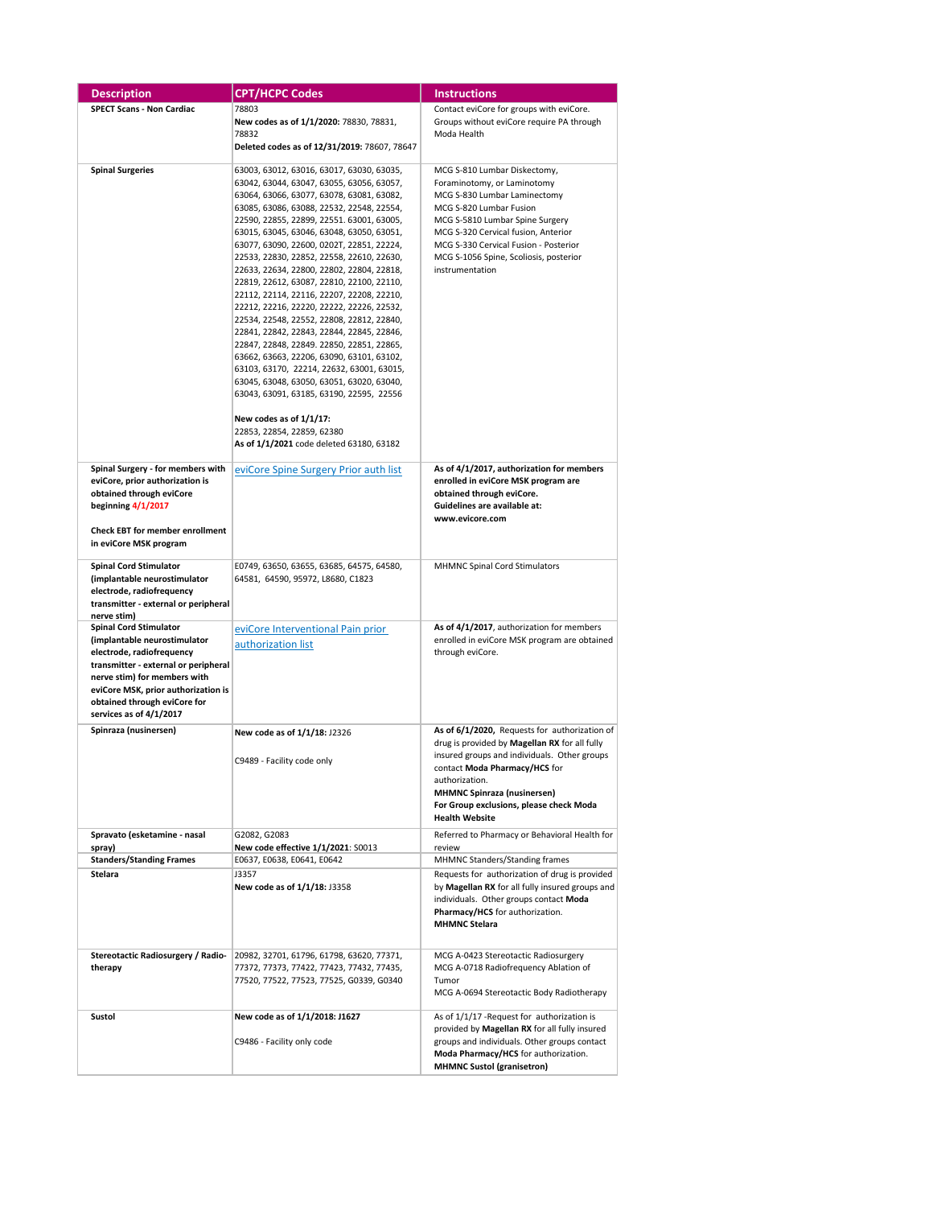| Description | CPT/HCPC Codes | Instructions |
|---|---|---|
| **SPECT Scans - Non Cardiac** | 78803<br>**New codes as of 1/1/2020:** 78830, 78831, 78832<br>**Deleted codes as of 12/31/2019:** 78607, 78647 | Contact eviCore for groups with eviCore. Groups without eviCore require PA through Moda Health |
| **Spinal Surgeries** | 63003, 63012, 63016, 63017, 63030, 63035, 63042, 63044, 63047, 63055, 63056, 63057, 63064, 63066, 63077, 63078, 63081, 63082, 63085, 63086, 63088, 22532, 22548, 22554, 22590, 22855, 22899, 22551. 63001, 63005, 63015, 63045, 63046, 63048, 63050, 63051, 63077, 63090, 22600, 0202T, 22851, 22224, 22533, 22830, 22852, 22558, 22610, 22630, 22633, 22634, 22800, 22802, 22804, 22818, 22819, 22612, 63087, 22810, 22100, 22110, 22112, 22114, 22116, 22207, 22208, 22210, 22212, 22216, 22220, 22222, 22226, 22532, 22534, 22548, 22552, 22808, 22812, 22840, 22841, 22842, 22843, 22844, 22845, 22846, 22847, 22848, 22849. 22850, 22851, 22865, 63662, 63663, 22206, 63090, 63101, 63102, 63103, 63170, 22214, 22632, 63001, 63015, 63045, 63048, 63050, 63051, 63020, 63040, 63043, 63091, 63185, 63190, 22595, 22556<br><br>**New codes as of 1/1/17:**<br>22853, 22854, 22859, 62380<br>**As of 1/1/2021** code deleted 63180, 63182 | MCG S-810 Lumbar Diskectomy, Foraminotomy, or Laminotomy<br>MCG S-830 Lumbar Laminectomy<br>MCG S-820 Lumbar Fusion<br>MCG S-5810 Lumbar Spine Surgery<br>MCG S-320 Cervical fusion, Anterior<br>MCG S-330 Cervical Fusion - Posterior<br>MCG S-1056 Spine, Scoliosis, posterior instrumentation |
| **Spinal Surgery - for members with eviCore, prior authorization is obtained through eviCore beginning 4/1/2017**<br><br>**Check EBT for member enrollment in eviCore MSK program** | eviCore Spine Surgery Prior auth list | **As of 4/1/2017, authorization for members enrolled in eviCore MSK program are obtained through eviCore. Guidelines are available at: www.evicore.com** |
| **Spinal Cord Stimulator (implantable neurostimulator electrode, radiofrequency transmitter - external or peripheral nerve stim)** | E0749, 63650, 63655, 63685, 64575, 64580, 64581, 64590, 95972, L8680, C1823 | MHMNC Spinal Cord Stimulators |
| **Spinal Cord Stimulator (implantable neurostimulator electrode, radiofrequency transmitter - external or peripheral nerve stim) for members with eviCore MSK, prior authorization is obtained through eviCore for services as of 4/1/2017** | eviCore Interventional Pain prior authorization list | **As of 4/1/2017**, authorization for members enrolled in eviCore MSK program are obtained through eviCore. |
| **Spinraza (nusinersen)** | **New code as of 1/1/18:** J2326<br><br>C9489 - Facility code only | **As of 6/1/2020,** Requests for authorization of drug is provided by **Magellan RX** for all fully insured groups and individuals. Other groups contact **Moda Pharmacy/HCS** for authorization.<br>**MHMNC Spinraza (nusinersen)**<br>**For Group exclusions, please check Moda Health Website** |
| **Spravato (esketamine - nasal spray)** | G2082, G2083<br>**New code effective 1/1/2021**: S0013 | Referred to Pharmacy or Behavioral Health for review |
| **Standers/Standing Frames** | E0637, E0638, E0641, E0642 | MHMNC Standers/Standing frames |
| **Stelara** | J3357<br>**New code as of 1/1/18:** J3358 | Requests for authorization of drug is provided by **Magellan RX** for all fully insured groups and individuals. Other groups contact **Moda Pharmacy/HCS** for authorization.<br>**MHMNC Stelara** |
| **Stereotactic Radiosurgery / Radio-therapy** | 20982, 32701, 61796, 61798, 63620, 77371, 77372, 77373, 77422, 77423, 77432, 77435, 77520, 77522, 77523, 77525, G0339, G0340 | MCG A-0423 Stereotactic Radiosurgery<br>MCG A-0718 Radiofrequency Ablation of Tumor<br>MCG A-0694 Stereotactic Body Radiotherapy |
| **Sustol** | **New code as of 1/1/2018: J1627**<br><br>C9486 - Facility only code | As of 1/1/17 -Request for authorization is provided by **Magellan RX** for all fully insured groups and individuals. Other groups contact **Moda Pharmacy/HCS** for authorization.<br>**MHMNC Sustol (granisetron)** |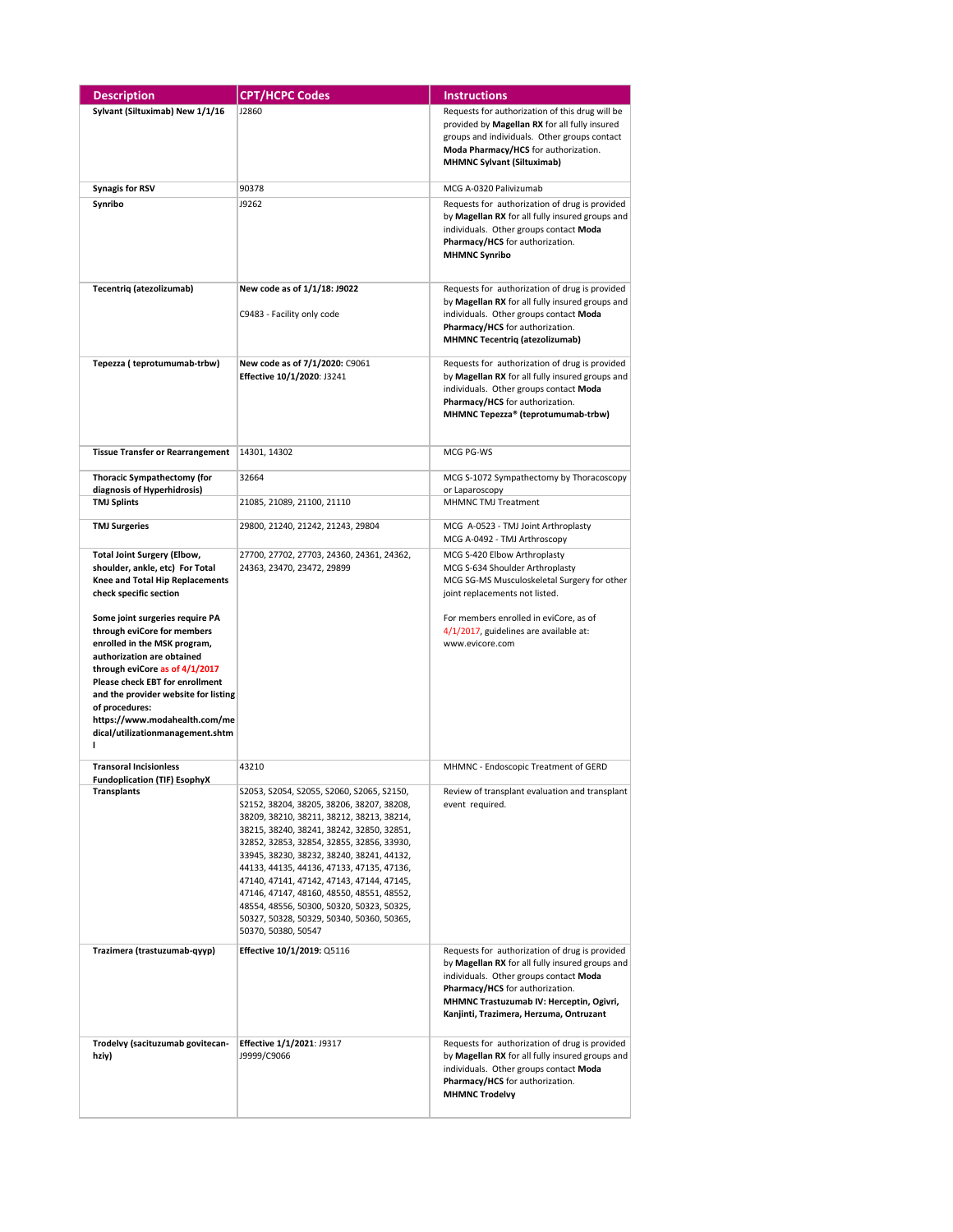| Description | CPT/HCPC Codes | Instructions |
|---|---|---|
| **Sylvant (Siltuximab) New 1/1/16** | J2860 | Requests for authorization of this drug will be provided by **Magellan RX** for all fully insured groups and individuals. Other groups contact **Moda Pharmacy/HCS** for authorization. **MHMNC Sylvant (Siltuximab)** |
| **Synagis for RSV** | 90378 | MCG A-0320 Palivizumab |
| **Synribo** | J9262 | Requests for authorization of drug is provided by **Magellan RX** for all fully insured groups and individuals. Other groups contact **Moda Pharmacy/HCS** for authorization. **MHMNC Synribo** |
| **Tecentriq (atezolizumab)** | **New code as of 1/1/18: J9022**<br><br>C9483 - Facility only code | Requests for authorization of drug is provided by **Magellan RX** for all fully insured groups and individuals. Other groups contact **Moda Pharmacy/HCS** for authorization. **MHMNC Tecentriq (atezolizumab)** |
| **Tepezza ( teprotumumab-trbw)** | **New code as of 7/1/2020:** C9061<br>**Effective 10/1/2020**: J3241 | Requests for authorization of drug is provided by **Magellan RX** for all fully insured groups and individuals. Other groups contact **Moda Pharmacy/HCS** for authorization. **MHMNC Tepezza® (teprotumumab-trbw)** |
| **Tissue Transfer or Rearrangement** | 14301, 14302 | MCG PG-WS |
| **Thoracic Sympathectomy (for diagnosis of Hyperhidrosis)** | 32664 | MCG S-1072 Sympathectomy by Thoracoscopy or Laparoscopy |
| **TMJ Splints** | 21085, 21089, 21100, 21110 | MHMNC TMJ Treatment |
| **TMJ Surgeries** | 29800, 21240, 21242, 21243, 29804 | MCG A-0523 - TMJ Joint Arthroplasty<br>MCG A-0492 - TMJ Arthroscopy |
| **Total Joint Surgery (Elbow, shoulder, ankle, etc) For Total Knee and Total Hip Replacements check specific section**<br><br>**Some joint surgeries require PA through eviCore for members enrolled in the MSK program, authorization are obtained through eviCore as of 4/1/2017 Please check EBT for enrollment and the provider website for listing of procedures: https://www.modahealth.com/medical/utilizationmanagement.shtml** | 27700, 27702, 27703, 24360, 24361, 24362, 24363, 23470, 23472, 29899 | MCG S-420 Elbow Arthroplasty<br>MCG S-634 Shoulder Arthroplasty<br>MCG SG-MS Musculoskeletal Surgery for other joint replacements not listed.<br><br>For members enrolled in eviCore, as of 4/1/2017, guidelines are available at: www.evicore.com |
| **Transoral Incisionless Fundoplication (TIF) EsophyX** | 43210 | MHMNC - Endoscopic Treatment of GERD |
| **Transplants** | S2053, S2054, S2055, S2060, S2065, S2150, S2152, 38204, 38205, 38206, 38207, 38208, 38209, 38210, 38211, 38212, 38213, 38214, 38215, 38240, 38241, 38242, 32850, 32851, 32852, 32853, 32854, 32855, 32856, 33930, 33945, 38230, 38232, 38240, 38241, 44132, 44133, 44135, 44136, 47133, 47135, 47136, 47140, 47141, 47142, 47143, 47144, 47145, 47146, 47147, 48160, 48550, 48551, 48552, 48554, 48556, 50300, 50320, 50323, 50325, 50327, 50328, 50329, 50340, 50360, 50365, 50370, 50380, 50547 | Review of transplant evaluation and transplant event required. |
| **Trazimera (trastuzumab-qyyp)** | **Effective 10/1/2019:** Q5116 | Requests for authorization of drug is provided by **Magellan RX** for all fully insured groups and individuals. Other groups contact **Moda Pharmacy/HCS** for authorization. **MHMNC Trastuzumab IV: Herceptin, Ogivri, Kanjinti, Trazimera, Herzuma, Ontruzant** |
| **Trodelvy (sacituzumab govitecan-hziy)** | **Effective 1/1/2021**: J9317<br>J9999/C9066 | Requests for authorization of drug is provided by **Magellan RX** for all fully insured groups and individuals. Other groups contact **Moda Pharmacy/HCS** for authorization. **MHMNC Trodelvy** |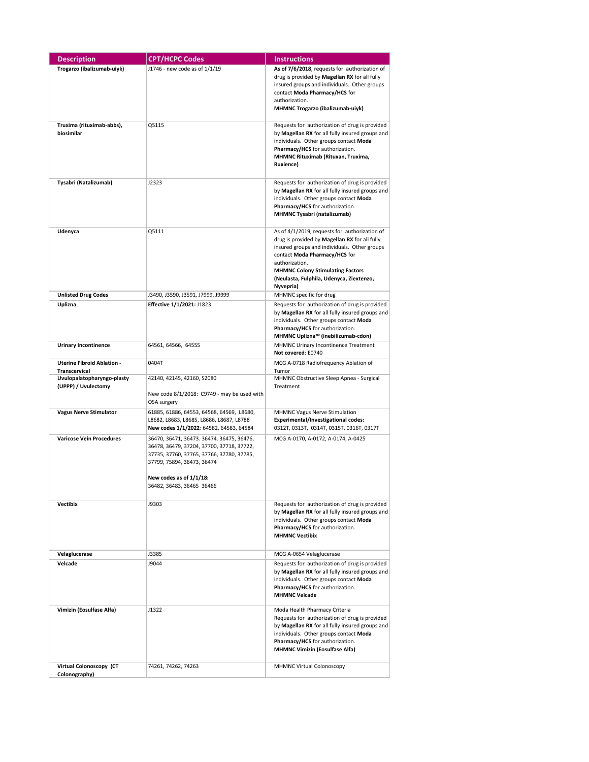| Description | CPT/HCPC Codes | Instructions |
|---|---|---|
| **Trogarzo (ibalizumab-uiyk)** | J1746 - new code as of 1/1/19 | **As of 7/6/2018**, requests for authorization of drug is provided by **Magellan RX** for all fully insured groups and individuals. Other groups contact **Moda Pharmacy/HCS** for authorization. **MHMNC Trogarzo (ibalizumab-uiyk)** |
| **Truxima (rituximab-abbs), biosimilar** | Q5115 | Requests for authorization of drug is provided by **Magellan RX** for all fully insured groups and individuals. Other groups contact **Moda Pharmacy/HCS** for authorization. **MHMNC Rituximab (Rituxan, Truxima, Ruxience)** |
| **Tysabri (Natalizumab)** | J2323 | Requests for authorization of drug is provided by **Magellan RX** for all fully insured groups and individuals. Other groups contact **Moda Pharmacy/HCS** for authorization. **MHMNC Tysabri (natalizumab)** |
| **Udenyca** | Q5111 | As of 4/1/2019, requests for authorization of drug is provided by **Magellan RX** for all fully insured groups and individuals. Other groups contact **Moda Pharmacy/HCS** for authorization. **MHMNC Colony Stimulating Factors (Neulasta, Fulphila, Udenyca, Ziextenzo, Nyvepria)** |
| **Unlisted Drug Codes** | J3490, J3590, J3591, J7999, J9999 | MHMNC specific for drug |
| **Uplizna** | **Effective 1/1/2021:** J1823 | Requests for authorization of drug is provided by **Magellan RX** for all fully insured groups and individuals. Other groups contact **Moda Pharmacy/HCS** for authorization. **MHMNC Uplizna™ (inebilizumab-cdon)** |
| **Urinary Incontinence** | 64561, 64566, 64555 | MHMNC Urinary Incontinence Treatment **Not covered**: E0740 |
| **Uterine Fibroid Ablation - Transcervical** | 0404T | MCG A-0718 Radiofrequency Ablation of Tumor |
| **Uvulopalatopharyngo-plasty (UPPP) / Uvulectomy** | 42140, 42145, 42160, S2080<br><br>New code 8/1/2018: C9749 - may be used with OSA surgery | MHMNC Obstructive Sleep Apnea - Surgical Treatment |
| **Vagus Nerve Stimulator** | 61885, 61886, 64553, 64568, 64569, L8680, L8682, L8683, L8685, L8686, L8687, L8788 **New codes 1/1/2022**: 64582, 64583, 64584 | MHMNC Vagus Nerve Stimulation **Experimental/Investigational codes:** 0312T, 0313T, 0314T, 0315T, 0316T, 0317T |
| **Varicose Vein Procedures** | 36470, 36471, 36473. 36474. 36475, 36476, 36478, 36479, 37204, 37700, 37718, 37722, 37735, 37760, 37765, 37766, 37780, 37785, 37799, 75894, 36473, 36474<br><br>**New codes as of 1/1/18:** 36482, 36483, 36465 36466 | MCG A-0170, A-0172, A-0174, A-0425 |
| **Vectibix** | J9303 | Requests for authorization of drug is provided by **Magellan RX** for all fully insured groups and individuals. Other groups contact **Moda Pharmacy/HCS** for authorization. **MHMNC Vectibix** |
| **Velaglucerase** | J3385 | MCG A-0654 Velaglucerase |
| **Velcade** | J9044 | Requests for authorization of drug is provided by **Magellan RX** for all fully insured groups and individuals. Other groups contact **Moda Pharmacy/HCS** for authorization. **MHMNC Velcade** |
| **Vimizin (Eosulfase Alfa)** | J1322 | Moda Health Pharmacy Criteria Requests for authorization of drug is provided by **Magellan RX** for all fully insured groups and individuals. Other groups contact **Moda Pharmacy/HCS** for authorization. **MHMNC Vimizin (Eosulfase Alfa)** |
| **Virtual Colonoscopy (CT Colonography)** | 74261, 74262, 74263 | MHMNC Virtual Colonoscopy |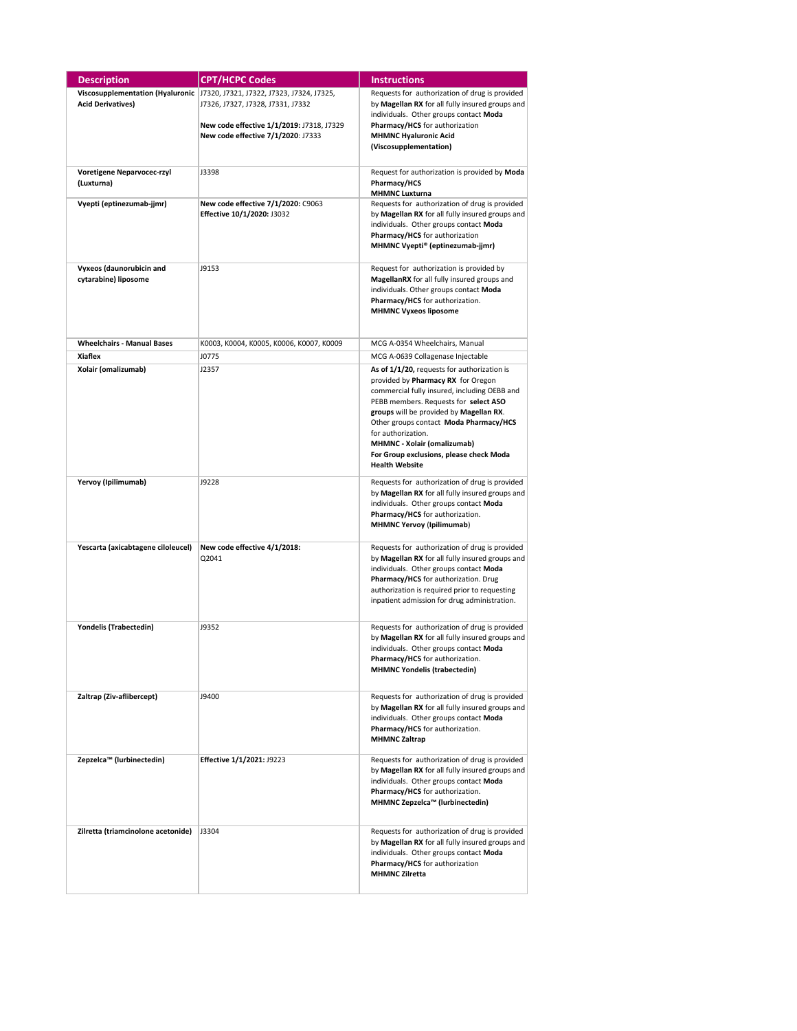| Description | CPT/HCPC Codes | Instructions |
|---|---|---|
| **Viscosupplementation (Hyaluronic Acid Derivatives)** | J7320, J7321, J7322, J7323, J7324, J7325, J7326, J7327, J7328, J7331, J7332<br><br>**New code effective 1/1/2019:** J7318, J7329<br>**New code effective 7/1/2020**: J7333 | Requests for authorization of drug is provided by **Magellan RX** for all fully insured groups and individuals. Other groups contact **Moda Pharmacy/HCS** for authorization<br>**MHMNC Hyaluronic Acid (Viscosupplementation)** |
| **Voretigene Neparvocec-rzyl (Luxturna)** | J3398 | Request for authorization is provided by **Moda Pharmacy/HCS**<br>**MHMNC Luxturna** |
| **Vyepti (eptinezumab-jjmr)** | **New code effective 7/1/2020:** C9063<br>**Effective 10/1/2020:** J3032 | Requests for authorization of drug is provided by **Magellan RX** for all fully insured groups and individuals. Other groups contact **Moda Pharmacy/HCS** for authorization<br>**MHMNC Vyepti® (eptinezumab-jjmr)** |
| **Vyxeos (daunorubicin and cytarabine) liposome** | J9153 | Request for authorization is provided by **MagellanRX** for all fully insured groups and individuals. Other groups contact **Moda Pharmacy/HCS** for authorization.<br>**MHMNC Vyxeos liposome** |
| **Wheelchairs - Manual Bases** | K0003, K0004, K0005, K0006, K0007, K0009 | MCG A-0354 Wheelchairs, Manual |
| **Xiaflex** | J0775 | MCG A-0639 Collagenase Injectable |
| **Xolair (omalizumab)** | J2357 | **As of 1/1/20,** requests for authorization is provided by **Pharmacy RX** for Oregon commercial fully insured, including OEBB and PEBB members. Requests for **select ASO groups** will be provided by **Magellan RX**. Other groups contact **Moda Pharmacy/HCS** for authorization.<br>**MHMNC - Xolair (omalizumab)**<br>**For Group exclusions, please check Moda Health Website** |
| **Yervoy (Ipilimumab)** | J9228 | Requests for authorization of drug is provided by **Magellan RX** for all fully insured groups and individuals. Other groups contact **Moda Pharmacy/HCS** for authorization.<br>**MHMNC Yervoy (Ipilimumab)** |
| **Yescarta (axicabtagene ciloleucel)** | **New code effective 4/1/2018:** Q2041 | Requests for authorization of drug is provided by **Magellan RX** for all fully insured groups and individuals. Other groups contact **Moda Pharmacy/HCS** for authorization. Drug authorization is required prior to requesting inpatient admission for drug administration. |
| **Yondelis (Trabectedin)** | J9352 | Requests for authorization of drug is provided by **Magellan RX** for all fully insured groups and individuals. Other groups contact **Moda Pharmacy/HCS** for authorization.<br>**MHMNC Yondelis (trabectedin)** |
| **Zaltrap (Ziv-aflibercept)** | J9400 | Requests for authorization of drug is provided by **Magellan RX** for all fully insured groups and individuals. Other groups contact **Moda Pharmacy/HCS** for authorization.<br>**MHMNC Zaltrap** |
| **Zepzelca™ (lurbinectedin)** | **Effective 1/1/2021:** J9223 | Requests for authorization of drug is provided by **Magellan RX** for all fully insured groups and individuals. Other groups contact **Moda Pharmacy/HCS** for authorization.<br>**MHMNC Zepzelca™ (lurbinectedin)** |
| **Zilretta (triamcinolone acetonide)** | J3304 | Requests for authorization of drug is provided by **Magellan RX** for all fully insured groups and individuals. Other groups contact **Moda Pharmacy/HCS** for authorization<br>**MHMNC Zilretta** |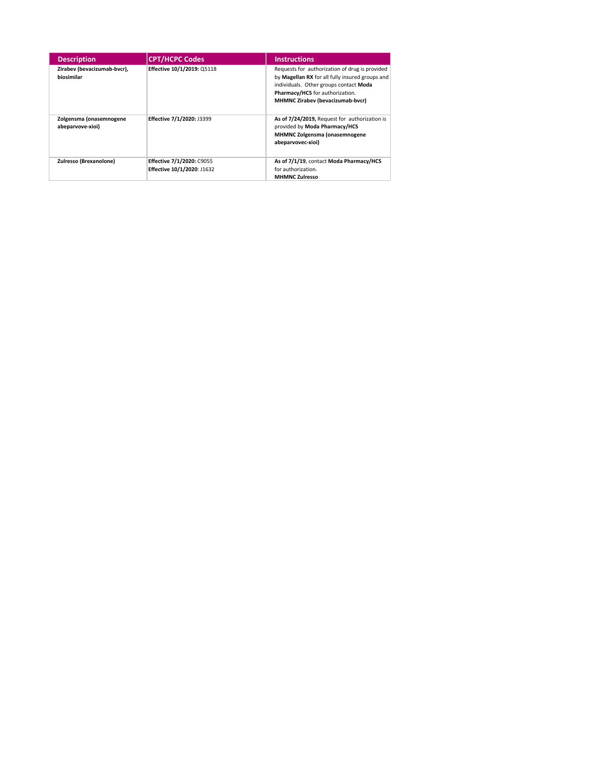| Description | CPT/HCPC Codes | Instructions |
| --- | --- | --- |
| **Zirabev (bevacizumab-bvcr), biosimilar** | **Effective 10/1/2019:** Q5118 | Requests for authorization of drug is provided by **Magellan RX** for all fully insured groups and individuals. Other groups contact **Moda Pharmacy/HCS** for authorization. **MHMNC Zirabev (bevacizumab-bvcr)** |
| **Zolgensma (onasemnogene abeparvove-xioi)** | **Effective 7/1/2020:** J3399 | **As of 7/24/2019,** Request for authorization is provided by **Moda Pharmacy/HCS** **MHMNC Zolgensma (onasemnogene abeparvovec-xioi)** |
| **Zulresso (Brexanolone)** | **Effective 7/1/2020:** C9055 **Effective 10/1/2020**: J1632 | **As of 7/1/19**, contact **Moda Pharmacy/HCS** for authorization. **MHMNC Zulresso** |